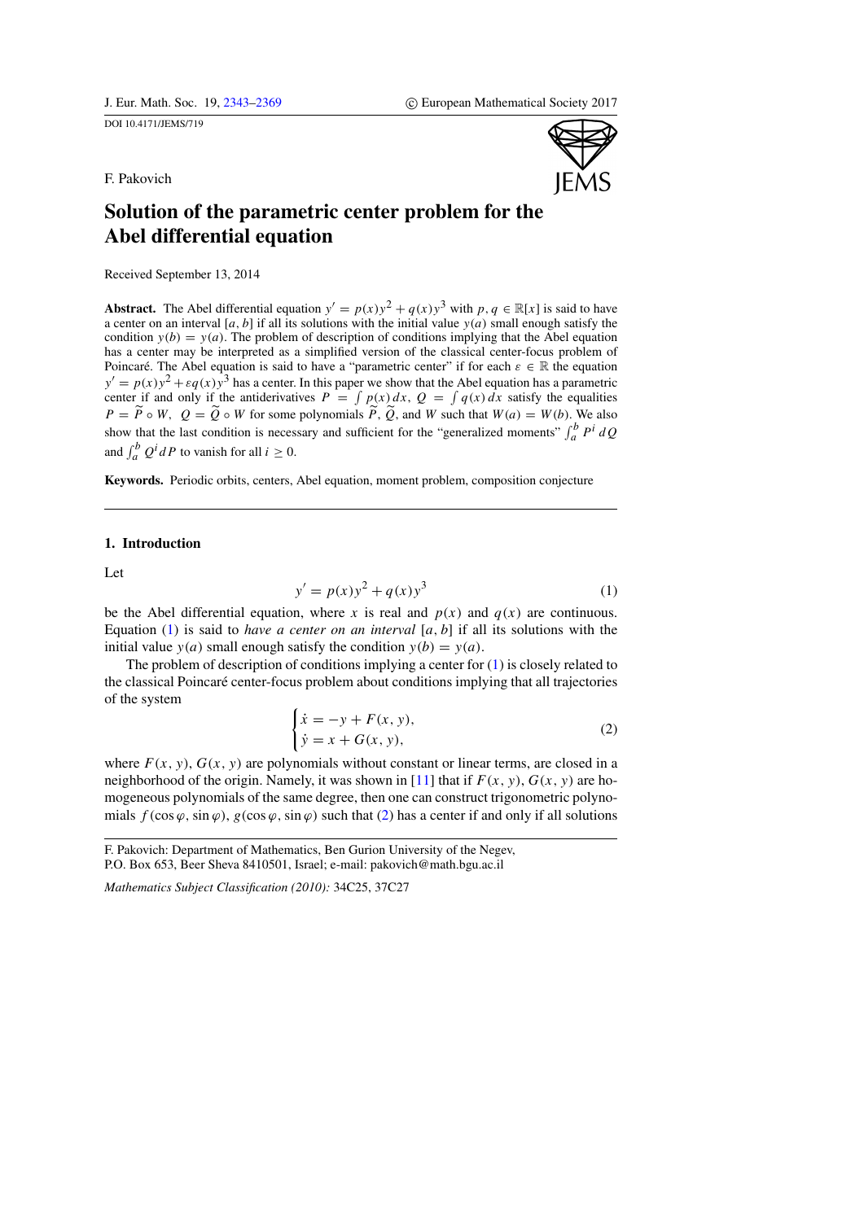F. Pakovich

# Solution of the parametric center problem for the Abel differential equation

Received September 13, 2014

**Abstract.** The Abel differential equation $y' = p(x)y^2 + q(x)y^3$ with $p, q \in \mathbb{R}[x]$ is said to have a center on an interval $[a, b]$ if all its solutions with the initial value $y(a)$ small enough satisfy the condition $y(b) = y(a)$. The problem of description of conditions implying that the Abel equation has a center may be interpreted as a simplified version of the classical center-focus problem of Poincaré. The Abel equation is said to have a "parametric center" if for each $\varepsilon \in \mathbb{R}$ the equation $y' = p(x)y^2 + \varepsilon q(x)y^3$ has a center. In this paper we show that the Abel equation has a parametric center if and only if the antiderivatives $P = \int p(x)\,dx$, $Q = \int q(x)\,dx$ satisfy the equalities $P = \widetilde{P} \circ W$, $Q = \widetilde{Q} \circ W$ for some polynomials $\widetilde{P}$, $\widetilde{Q}$, and $W$ such that $W(a) = W(b)$. We also show that the last condition is necessary and sufficient for the "generalized moments" $\int_a^b P^i\,dQ$ and $\int_a^b Q^i\,dP$ to vanish for all $i \geq 0$.

**Keywords.** Periodic orbits, centers, Abel equation, moment problem, composition conjecture

## 1. Introduction

Let

$$y' = p(x)y^2 + q(x)y^3 \tag{1}$$

be the Abel differential equation, where $x$ is real and $p(x)$ and $q(x)$ are continuous. Equation (1) is said to *have a center on an interval* $[a, b]$ if all its solutions with the initial value $y(a)$ small enough satisfy the condition $y(b) = y(a)$.

The problem of description of conditions implying a center for (1) is closely related to the classical Poincaré center-focus problem about conditions implying that all trajectories of the system

$$\begin{cases} \dot{x} = -y + F(x, y), \\ \dot{y} = x + G(x, y), \end{cases} \tag{2}$$

where $F(x, y)$, $G(x, y)$ are polynomials without constant or linear terms, are closed in a neighborhood of the origin. Namely, it was shown in [11] that if $F(x, y)$, $G(x, y)$ are homogeneous polynomials of the same degree, then one can construct trigonometric polynomials $f(\cos\varphi, \sin\varphi)$, $g(\cos\varphi, \sin\varphi)$ such that (2) has a center if and only if all solutions

F. Pakovich: Department of Mathematics, Ben Gurion University of the Negev, P.O. Box 653, Beer Sheva 8410501, Israel; e-mail: pakovich@math.bgu.ac.il

*Mathematics Subject Classification (2010):* 34C25, 37C27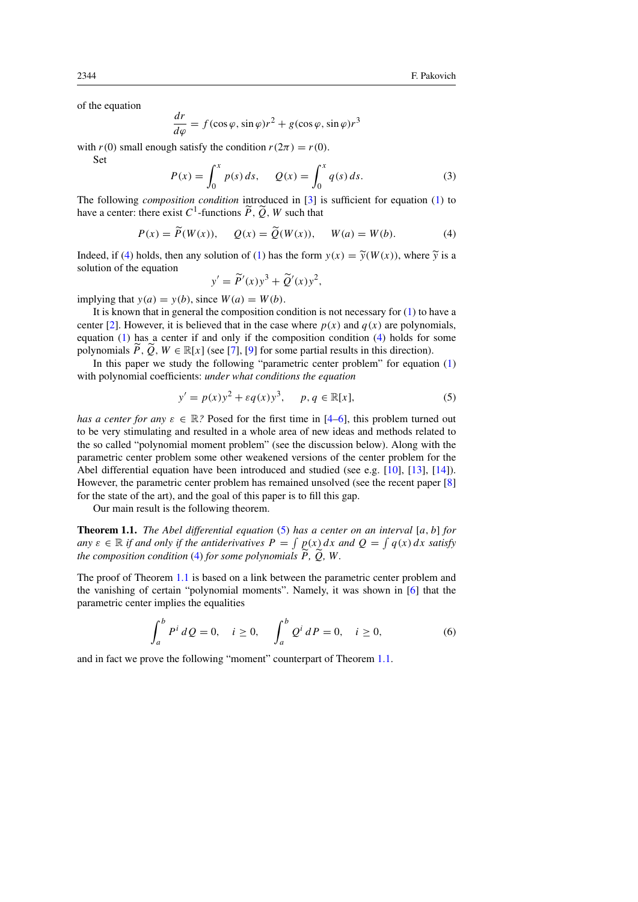of the equation

$$\frac{dr}{d\varphi} = f(\cos\varphi, \sin\varphi)r^2 + g(\cos\varphi, \sin\varphi)r^3$$

with $r(0)$ small enough satisfy the condition $r(2\pi) = r(0)$.

Set

$$P(x) = \int_0^x p(s)\,ds, \qquad Q(x) = \int_0^x q(s)\,ds. \tag{3}$$

The following *composition condition* introduced in [3] is sufficient for equation (1) to have a center: there exist $C^1$-functions $\widetilde{P}$, $\widetilde{Q}$, $W$ such that

$$P(x) = \widetilde{P}(W(x)), \qquad Q(x) = \widetilde{Q}(W(x)), \qquad W(a) = W(b). \tag{4}$$

Indeed, if (4) holds, then any solution of (1) has the form $y(x) = \widetilde{y}(W(x))$, where $\widetilde{y}$ is a solution of the equation

$$y' = \widetilde{P}'(x)y^3 + \widetilde{Q}'(x)y^2,$$

implying that $y(a) = y(b)$, since $W(a) = W(b)$.

It is known that in general the composition condition is not necessary for (1) to have a center [2]. However, it is believed that in the case where $p(x)$ and $q(x)$ are polynomials, equation (1) has a center if and only if the composition condition (4) holds for some polynomials $\widetilde{P}$, $\widetilde{Q}$, $W \in \mathbb{R}[x]$ (see [7], [9] for some partial results in this direction).

In this paper we study the following "parametric center problem" for equation (1) with polynomial coefficients: *under what conditions the equation*

$$y' = p(x)y^2 + \varepsilon q(x)y^3, \qquad p, q \in \mathbb{R}[x], \tag{5}$$

*has a center for any* $\varepsilon \in \mathbb{R}$? Posed for the first time in [4–6], this problem turned out to be very stimulating and resulted in a whole area of new ideas and methods related to the so called "polynomial moment problem" (see the discussion below). Along with the parametric center problem some other weakened versions of the center problem for the Abel differential equation have been introduced and studied (see e.g. [10], [13], [14]). However, the parametric center problem has remained unsolved (see the recent paper [8] for the state of the art), and the goal of this paper is to fill this gap.

Our main result is the following theorem.

**Theorem 1.1.** *The Abel differential equation* (5) *has a center on an interval* $[a, b]$ *for any* $\varepsilon \in \mathbb{R}$ *if and only if the antiderivatives* $P = \int p(x)\,dx$ *and* $Q = \int q(x)\,dx$ *satisfy the composition condition* (4) *for some polynomials* $\widetilde{P}$, $\widetilde{Q}$, $W$.

The proof of Theorem 1.1 is based on a link between the parametric center problem and the vanishing of certain "polynomial moments". Namely, it was shown in [6] that the parametric center implies the equalities

$$\int_a^b P^i\,dQ = 0, \quad i \geq 0, \qquad \int_a^b Q^i\,dP = 0, \quad i \geq 0, \tag{6}$$

and in fact we prove the following "moment" counterpart of Theorem 1.1.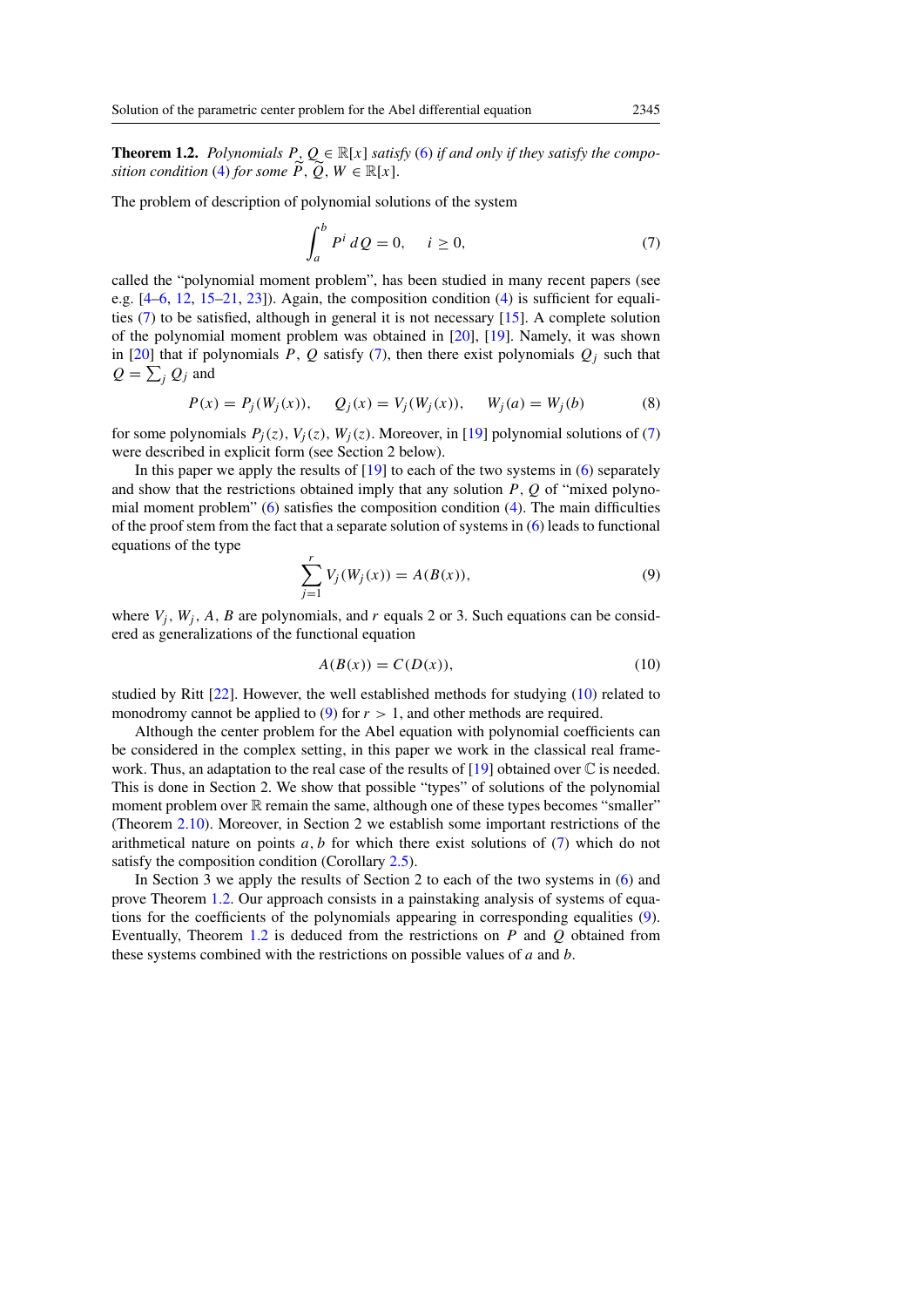**Theorem 1.2.** *Polynomials $P, Q \in \mathbb{R}[x]$ satisfy (6) if and only if they satisfy the composition condition (4) for some $\widetilde{P}, \widetilde{Q}, W \in \mathbb{R}[x]$.*

The problem of description of polynomial solutions of the system

$$\int_a^b P^i \, dQ = 0, \quad i \geq 0, \tag{7}$$

called the "polynomial moment problem", has been studied in many recent papers (see e.g. [4–6, 12, 15–21, 23]). Again, the composition condition (4) is sufficient for equalities (7) to be satisfied, although in general it is not necessary [15]. A complete solution of the polynomial moment problem was obtained in [20], [19]. Namely, it was shown in [20] that if polynomials $P$, $Q$ satisfy (7), then there exist polynomials $Q_j$ such that $Q = \sum_j Q_j$ and

$$P(x) = P_j(W_j(x)), \quad Q_j(x) = V_j(W_j(x)), \quad W_j(a) = W_j(b) \tag{8}$$

for some polynomials $P_j(z)$, $V_j(z)$, $W_j(z)$. Moreover, in [19] polynomial solutions of (7) were described in explicit form (see Section 2 below).

In this paper we apply the results of [19] to each of the two systems in (6) separately and show that the restrictions obtained imply that any solution $P$, $Q$ of "mixed polynomial moment problem" (6) satisfies the composition condition (4). The main difficulties of the proof stem from the fact that a separate solution of systems in (6) leads to functional equations of the type

$$\sum_{j=1}^{r} V_j(W_j(x)) = A(B(x)), \tag{9}$$

where $V_j$, $W_j$, $A$, $B$ are polynomials, and $r$ equals 2 or 3. Such equations can be considered as generalizations of the functional equation

$$A(B(x)) = C(D(x)), \tag{10}$$

studied by Ritt [22]. However, the well established methods for studying (10) related to monodromy cannot be applied to (9) for $r > 1$, and other methods are required.

Although the center problem for the Abel equation with polynomial coefficients can be considered in the complex setting, in this paper we work in the classical real framework. Thus, an adaptation to the real case of the results of [19] obtained over $\mathbb{C}$ is needed. This is done in Section 2. We show that possible "types" of solutions of the polynomial moment problem over $\mathbb{R}$ remain the same, although one of these types becomes "smaller" (Theorem 2.10). Moreover, in Section 2 we establish some important restrictions of the arithmetical nature on points $a, b$ for which there exist solutions of (7) which do not satisfy the composition condition (Corollary 2.5).

In Section 3 we apply the results of Section 2 to each of the two systems in (6) and prove Theorem 1.2. Our approach consists in a painstaking analysis of systems of equations for the coefficients of the polynomials appearing in corresponding equalities (9). Eventually, Theorem 1.2 is deduced from the restrictions on $P$ and $Q$ obtained from these systems combined with the restrictions on possible values of $a$ and $b$.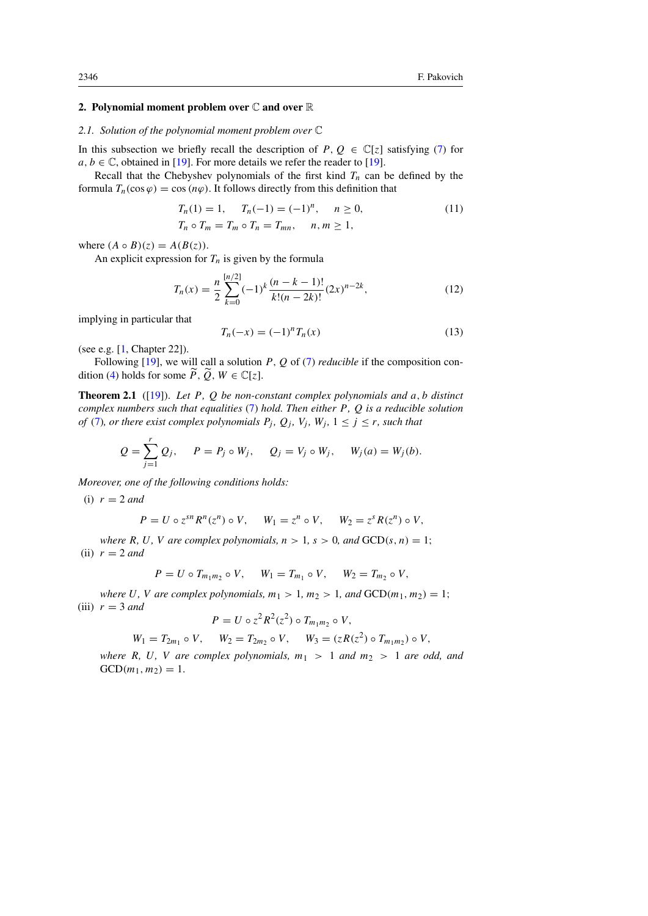## 2. Polynomial moment problem over $\mathbb{C}$ and over $\mathbb{R}$

### 2.1. Solution of the polynomial moment problem over $\mathbb{C}$

In this subsection we briefly recall the description of $P, Q \in \mathbb{C}[z]$ satisfying (7) for $a, b \in \mathbb{C}$, obtained in [19]. For more details we refer the reader to [19].

Recall that the Chebyshev polynomials of the first kind $T_n$ can be defined by the formula $T_n(\cos\varphi) = \cos(n\varphi)$. It follows directly from this definition that

$$T_n(1) = 1, \quad T_n(-1) = (-1)^n, \quad n \geq 0, \tag{11}$$
$$T_n \circ T_m = T_m \circ T_n = T_{mn}, \quad n, m \geq 1,$$

where $(A \circ B)(z) = A(B(z))$.

An explicit expression for $T_n$ is given by the formula

$$T_n(x) = \frac{n}{2} \sum_{k=0}^{[n/2]} (-1)^k \frac{(n-k-1)!}{k!(n-2k)!} (2x)^{n-2k}, \tag{12}$$

implying in particular that

$$T_n(-x) = (-1)^n T_n(x) \tag{13}$$

(see e.g. [1, Chapter 22]).

Following [19], we will call a solution $P, Q$ of (7) *reducible* if the composition condition (4) holds for some $\widetilde{P}, \widetilde{Q}, W \in \mathbb{C}[z]$.

**Theorem 2.1** ([19]). *Let $P, Q$ be non-constant complex polynomials and $a, b$ distinct complex numbers such that equalities (7) hold. Then either $P, Q$ is a reducible solution of (7), or there exist complex polynomials $P_j, Q_j, V_j, W_j$, $1 \leq j \leq r$, such that*

$$Q = \sum_{j=1}^{r} Q_j, \quad P = P_j \circ W_j, \quad Q_j = V_j \circ W_j, \quad W_j(a) = W_j(b).$$

*Moreover, one of the following conditions holds:*

(i) $r = 2$ *and*

$$P = U \circ z^{sn} R^n(z^n) \circ V, \quad W_1 = z^n \circ V, \quad W_2 = z^s R(z^n) \circ V,$$

*where $R, U, V$ are complex polynomials, $n > 1$, $s > 0$, and $\mathrm{GCD}(s, n) = 1$;*

(ii) $r = 2$ *and*

$$P = U \circ T_{m_1 m_2} \circ V, \quad W_1 = T_{m_1} \circ V, \quad W_2 = T_{m_2} \circ V,$$

*where $U, V$ are complex polynomials, $m_1 > 1$, $m_2 > 1$, and $\mathrm{GCD}(m_1, m_2) = 1$;*

(iii) $r = 3$ *and*

$$P = U \circ z^2 R^2(z^2) \circ T_{m_1 m_2} \circ V,$$

$$W_1 = T_{2m_1} \circ V, \quad W_2 = T_{2m_2} \circ V, \quad W_3 = (zR(z^2) \circ T_{m_1 m_2}) \circ V,$$

*where $R, U, V$ are complex polynomials, $m_1 > 1$ and $m_2 > 1$ are odd, and $\mathrm{GCD}(m_1, m_2) = 1$.*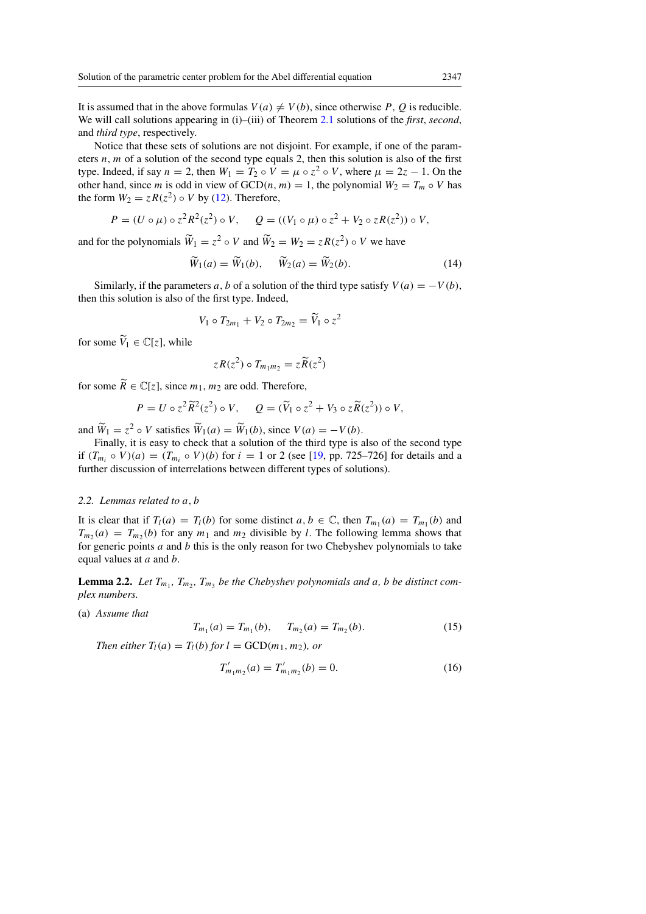It is assumed that in the above formulas $V(a) \neq V(b)$, since otherwise $P$, $Q$ is reducible. We will call solutions appearing in (i)–(iii) of Theorem 2.1 solutions of the *first*, *second*, and *third type*, respectively.

Notice that these sets of solutions are not disjoint. For example, if one of the parameters $n, m$ of a solution of the second type equals 2, then this solution is also of the first type. Indeed, if say $n = 2$, then $W_1 = T_2 \circ V = \mu \circ z^2 \circ V$, where $\mu = 2z - 1$. On the other hand, since $m$ is odd in view of $\text{GCD}(n, m) = 1$, the polynomial $W_2 = T_m \circ V$ has the form $W_2 = zR(z^2) \circ V$ by (12). Therefore,

$$P = (U \circ \mu) \circ z^2 R^2(z^2) \circ V, \quad Q = ((V_1 \circ \mu) \circ z^2 + V_2 \circ zR(z^2)) \circ V,$$

and for the polynomials $\widetilde{W}_1 = z^2 \circ V$ and $\widetilde{W}_2 = W_2 = zR(z^2) \circ V$ we have

$$\widetilde{W}_1(a) = \widetilde{W}_1(b), \quad \widetilde{W}_2(a) = \widetilde{W}_2(b). \tag{14}$$

Similarly, if the parameters $a, b$ of a solution of the third type satisfy $V(a) = -V(b)$, then this solution is also of the first type. Indeed,

$$V_1 \circ T_{2m_1} + V_2 \circ T_{2m_2} = \widetilde{V}_1 \circ z^2$$

for some $\widetilde{V}_1 \in \mathbb{C}[z]$, while

$$zR(z^2) \circ T_{m_1 m_2} = z\widetilde{R}(z^2)$$

for some $\widetilde{R} \in \mathbb{C}[z]$, since $m_1, m_2$ are odd. Therefore,

$$P = U \circ z^2 \widetilde{R}^2(z^2) \circ V, \quad Q = (\widetilde{V}_1 \circ z^2 + V_3 \circ z\widetilde{R}(z^2)) \circ V,$$

and $\widetilde{W}_1 = z^2 \circ V$ satisfies $\widetilde{W}_1(a) = \widetilde{W}_1(b)$, since $V(a) = -V(b)$.

Finally, it is easy to check that a solution of the third type is also of the second type if $(T_{m_i} \circ V)(a) = (T_{m_i} \circ V)(b)$ for $i = 1$ or 2 (see [19, pp. 725–726] for details and a further discussion of interrelations between different types of solutions).

### 2.2. Lemmas related to $a, b$

It is clear that if $T_l(a) = T_l(b)$ for some distinct $a, b \in \mathbb{C}$, then $T_{m_1}(a) = T_{m_1}(b)$ and $T_{m_2}(a) = T_{m_2}(b)$ for any $m_1$ and $m_2$ divisible by $l$. The following lemma shows that for generic points $a$ and $b$ this is the only reason for two Chebyshev polynomials to take equal values at $a$ and $b$.

**Lemma 2.2.** *Let $T_{m_1}$, $T_{m_2}$, $T_{m_3}$ be the Chebyshev polynomials and $a$, $b$ be distinct complex numbers.*

(a) *Assume that*

$$T_{m_1}(a) = T_{m_1}(b), \quad T_{m_2}(a) = T_{m_2}(b). \tag{15}$$

*Then either $T_l(a) = T_l(b)$ for $l = \text{GCD}(m_1, m_2)$, or*

$$T'_{m_1 m_2}(a) = T'_{m_1 m_2}(b) = 0. \tag{16}$$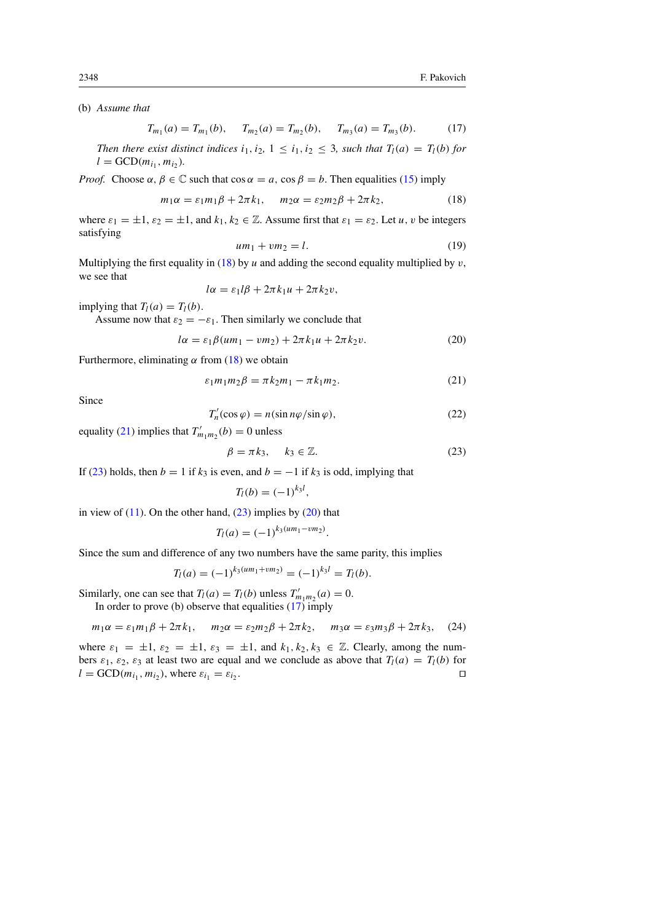(b) *Assume that*

$$T_{m_1}(a) = T_{m_1}(b), \quad T_{m_2}(a) = T_{m_2}(b), \quad T_{m_3}(a) = T_{m_3}(b). \tag{17}$$

*Then there exist distinct indices $i_1, i_2$, $1 \leq i_1, i_2 \leq 3$, such that $T_l(a) = T_l(b)$ for $l = \mathrm{GCD}(m_{i_1}, m_{i_2})$.*

*Proof.* Choose $\alpha, \beta \in \mathbb{C}$ such that $\cos\alpha = a$, $\cos\beta = b$. Then equalities (15) imply

$$m_1\alpha = \varepsilon_1 m_1 \beta + 2\pi k_1, \quad m_2\alpha = \varepsilon_2 m_2 \beta + 2\pi k_2, \tag{18}$$

where $\varepsilon_1 = \pm 1$, $\varepsilon_2 = \pm 1$, and $k_1, k_2 \in \mathbb{Z}$. Assume first that $\varepsilon_1 = \varepsilon_2$. Let $u, v$ be integers satisfying

$$um_1 + vm_2 = l. \tag{19}$$

Multiplying the first equality in (18) by $u$ and adding the second equality multiplied by $v$, we see that

$$l\alpha = \varepsilon_1 l\beta + 2\pi k_1 u + 2\pi k_2 v,$$

implying that $T_l(a) = T_l(b)$.

Assume now that $\varepsilon_2 = -\varepsilon_1$. Then similarly we conclude that

$$l\alpha = \varepsilon_1 \beta(um_1 - vm_2) + 2\pi k_1 u + 2\pi k_2 v. \tag{20}$$

Furthermore, eliminating $\alpha$ from (18) we obtain

$$\varepsilon_1 m_1 m_2 \beta = \pi k_2 m_1 - \pi k_1 m_2. \tag{21}$$

Since

$$T_n'(\cos\varphi) = n(\sin n\varphi / \sin\varphi), \tag{22}$$

equality (21) implies that $T'_{m_1 m_2}(b) = 0$ unless

$$\beta = \pi k_3, \quad k_3 \in \mathbb{Z}. \tag{23}$$

If (23) holds, then $b = 1$ if $k_3$ is even, and $b = -1$ if $k_3$ is odd, implying that

$$T_l(b) = (-1)^{k_3 l},$$

in view of (11). On the other hand, (23) implies by (20) that

$$T_l(a) = (-1)^{k_3(um_1 - vm_2)}.$$

Since the sum and difference of any two numbers have the same parity, this implies

$$T_l(a) = (-1)^{k_3(um_1 + vm_2)} = (-1)^{k_3 l} = T_l(b).$$

Similarly, one can see that $T_l(a) = T_l(b)$ unless $T'_{m_1 m_2}(a) = 0$.

In order to prove (b) observe that equalities (17) imply

$$m_1\alpha = \varepsilon_1 m_1\beta + 2\pi k_1, \quad m_2\alpha = \varepsilon_2 m_2\beta + 2\pi k_2, \quad m_3\alpha = \varepsilon_3 m_3\beta + 2\pi k_3, \tag{24}$$

where $\varepsilon_1 = \pm 1$, $\varepsilon_2 = \pm 1$, $\varepsilon_3 = \pm 1$, and $k_1, k_2, k_3 \in \mathbb{Z}$. Clearly, among the numbers $\varepsilon_1, \varepsilon_2, \varepsilon_3$ at least two are equal and we conclude as above that $T_l(a) = T_l(b)$ for $l = \mathrm{GCD}(m_{i_1}, m_{i_2})$, where $\varepsilon_{i_1} = \varepsilon_{i_2}$. ◻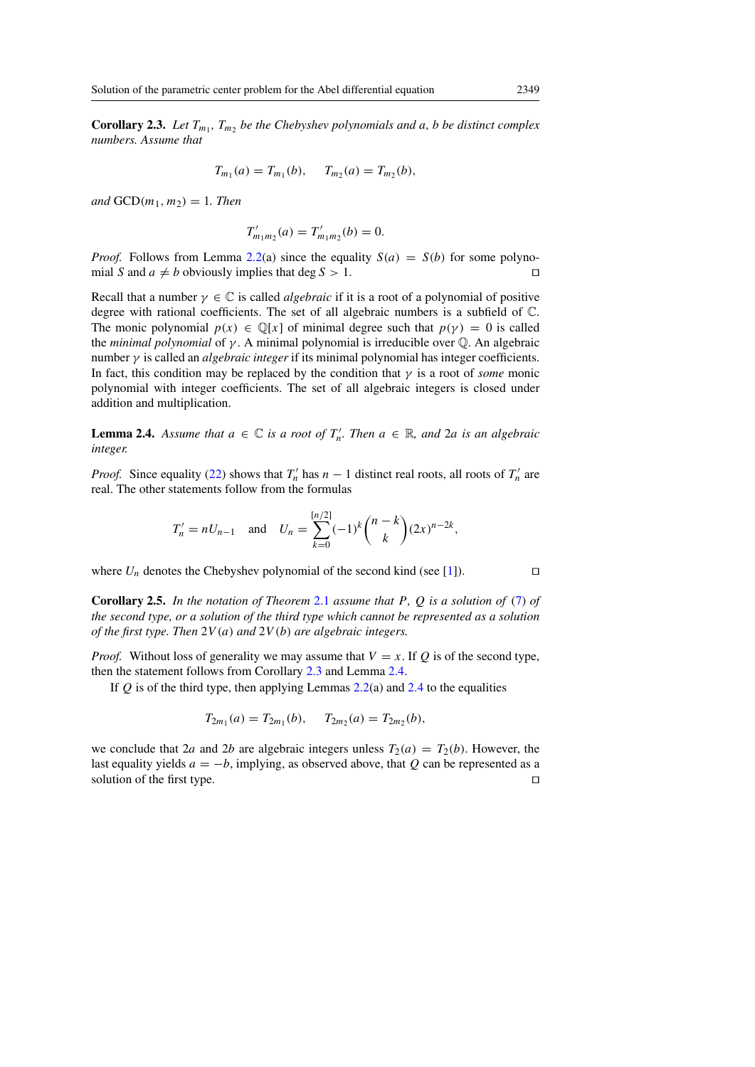**Corollary 2.3.** *Let $T_{m_1}$, $T_{m_2}$ be the Chebyshev polynomials and $a$, $b$ be distinct complex numbers. Assume that*

$$T_{m_1}(a) = T_{m_1}(b), \qquad T_{m_2}(a) = T_{m_2}(b),$$

*and* $\mathrm{GCD}(m_1, m_2) = 1$. *Then*

$$T'_{m_1 m_2}(a) = T'_{m_1 m_2}(b) = 0.$$

*Proof.* Follows from Lemma 2.2(a) since the equality $S(a) = S(b)$ for some polynomial $S$ and $a \neq b$ obviously implies that $\deg S > 1$. □

Recall that a number $\gamma \in \mathbb{C}$ is called *algebraic* if it is a root of a polynomial of positive degree with rational coefficients. The set of all algebraic numbers is a subfield of $\mathbb{C}$. The monic polynomial $p(x) \in \mathbb{Q}[x]$ of minimal degree such that $p(\gamma) = 0$ is called the *minimal polynomial* of $\gamma$. A minimal polynomial is irreducible over $\mathbb{Q}$. An algebraic number $\gamma$ is called an *algebraic integer* if its minimal polynomial has integer coefficients. In fact, this condition may be replaced by the condition that $\gamma$ is a root of *some* monic polynomial with integer coefficients. The set of all algebraic integers is closed under addition and multiplication.

**Lemma 2.4.** *Assume that $a \in \mathbb{C}$ is a root of $T'_n$. Then $a \in \mathbb{R}$, and $2a$ is an algebraic integer.*

*Proof.* Since equality (22) shows that $T'_n$ has $n-1$ distinct real roots, all roots of $T'_n$ are real. The other statements follow from the formulas

$$T'_n = nU_{n-1} \quad \text{and} \quad U_n = \sum_{k=0}^{[n/2]} (-1)^k \binom{n-k}{k} (2x)^{n-2k},$$

where $U_n$ denotes the Chebyshev polynomial of the second kind (see [1]). □

**Corollary 2.5.** *In the notation of Theorem 2.1 assume that $P$, $Q$ is a solution of (7) of the second type, or a solution of the third type which cannot be represented as a solution of the first type. Then $2V(a)$ and $2V(b)$ are algebraic integers.*

*Proof.* Without loss of generality we may assume that $V = x$. If $Q$ is of the second type, then the statement follows from Corollary 2.3 and Lemma 2.4.

If $Q$ is of the third type, then applying Lemmas 2.2(a) and 2.4 to the equalities

$$T_{2m_1}(a) = T_{2m_1}(b), \qquad T_{2m_2}(a) = T_{2m_2}(b),$$

we conclude that $2a$ and $2b$ are algebraic integers unless $T_2(a) = T_2(b)$. However, the last equality yields $a = -b$, implying, as observed above, that $Q$ can be represented as a solution of the first type. □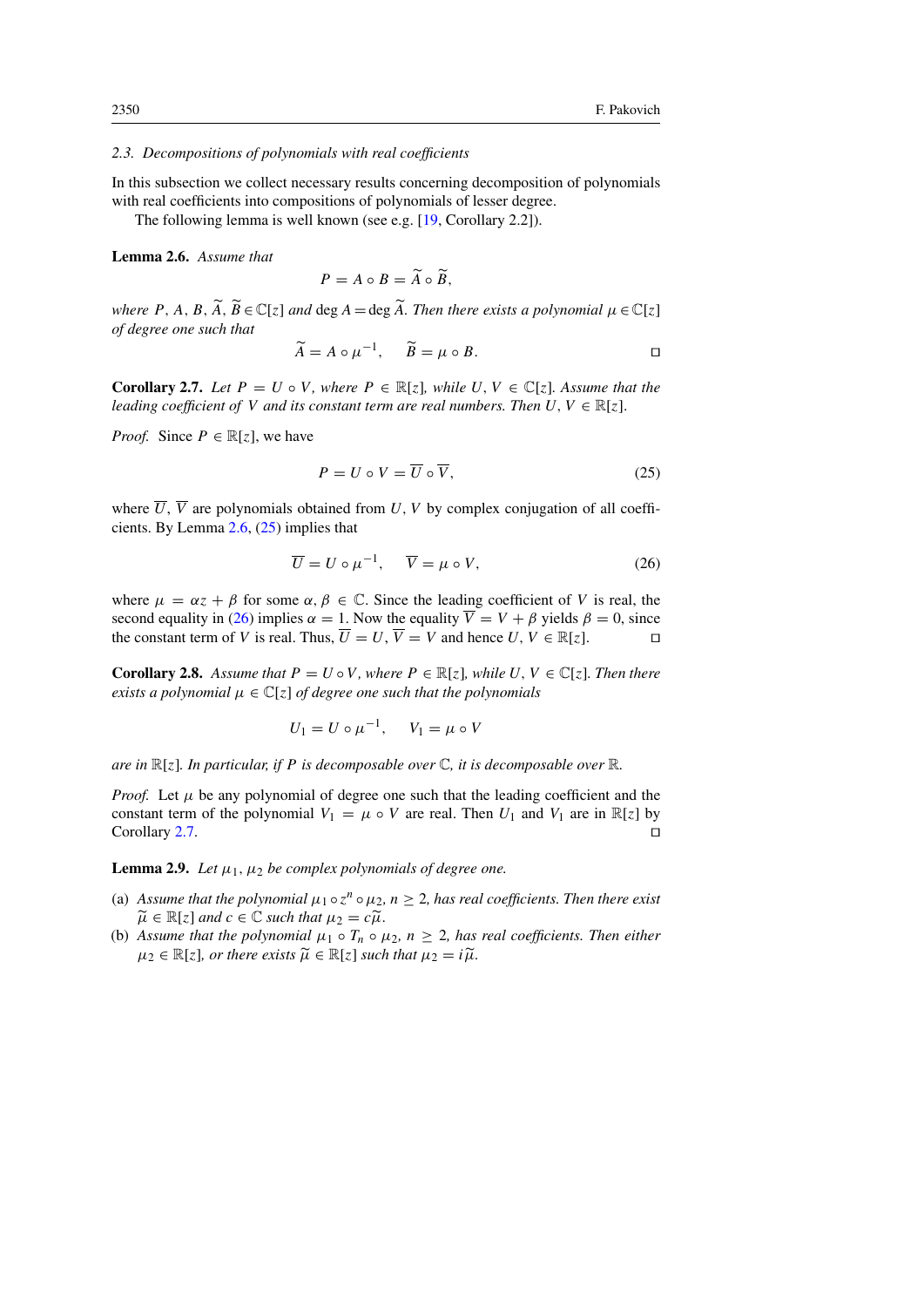### 2.3. *Decompositions of polynomials with real coefficients*

In this subsection we collect necessary results concerning decomposition of polynomials with real coefficients into compositions of polynomials of lesser degree.

The following lemma is well known (see e.g. [19, Corollary 2.2]).

**Lemma 2.6.** *Assume that*

$$P = A \circ B = \widetilde{A} \circ \widetilde{B},$$

*where* $P, A, B, \widetilde{A}, \widetilde{B} \in \mathbb{C}[z]$ *and* $\deg A = \deg \widetilde{A}$. *Then there exists a polynomial* $\mu \in \mathbb{C}[z]$ *of degree one such that*

$$\widetilde{A} = A \circ \mu^{-1}, \qquad \widetilde{B} = \mu \circ B. \qquad \square$$

**Corollary 2.7.** *Let* $P = U \circ V$, *where* $P \in \mathbb{R}[z]$, *while* $U, V \in \mathbb{C}[z]$. *Assume that the leading coefficient of* $V$ *and its constant term are real numbers. Then* $U, V \in \mathbb{R}[z]$.

*Proof.* Since $P \in \mathbb{R}[z]$, we have

$$P = U \circ V = \overline{U} \circ \overline{V}, \tag{25}$$

where $\overline{U}$, $\overline{V}$ are polynomials obtained from $U, V$ by complex conjugation of all coefficients. By Lemma 2.6, (25) implies that

$$\overline{U} = U \circ \mu^{-1}, \qquad \overline{V} = \mu \circ V, \tag{26}$$

where $\mu = \alpha z + \beta$ for some $\alpha, \beta \in \mathbb{C}$. Since the leading coefficient of $V$ is real, the second equality in (26) implies $\alpha = 1$. Now the equality $\overline{V} = V + \beta$ yields $\beta = 0$, since the constant term of $V$ is real. Thus, $\overline{U} = U$, $\overline{V} = V$ and hence $U, V \in \mathbb{R}[z]$. $\square$

**Corollary 2.8.** *Assume that* $P = U \circ V$, *where* $P \in \mathbb{R}[z]$, *while* $U, V \in \mathbb{C}[z]$. *Then there exists a polynomial* $\mu \in \mathbb{C}[z]$ *of degree one such that the polynomials*

$$U_1 = U \circ \mu^{-1}, \qquad V_1 = \mu \circ V$$

*are in* $\mathbb{R}[z]$. *In particular, if* $P$ *is decomposable over* $\mathbb{C}$, *it is decomposable over* $\mathbb{R}$.

*Proof.* Let $\mu$ be any polynomial of degree one such that the leading coefficient and the constant term of the polynomial $V_1 = \mu \circ V$ are real. Then $U_1$ and $V_1$ are in $\mathbb{R}[z]$ by Corollary 2.7. $\square$

**Lemma 2.9.** *Let* $\mu_1, \mu_2$ *be complex polynomials of degree one.*

(a) *Assume that the polynomial* $\mu_1 \circ z^n \circ \mu_2$, $n \geq 2$, *has real coefficients. Then there exist* $\widetilde{\mu} \in \mathbb{R}[z]$ *and* $c \in \mathbb{C}$ *such that* $\mu_2 = c\widetilde{\mu}$.

(b) *Assume that the polynomial* $\mu_1 \circ T_n \circ \mu_2$, $n \geq 2$, *has real coefficients. Then either* $\mu_2 \in \mathbb{R}[z]$, *or there exists* $\widetilde{\mu} \in \mathbb{R}[z]$ *such that* $\mu_2 = i\widetilde{\mu}$.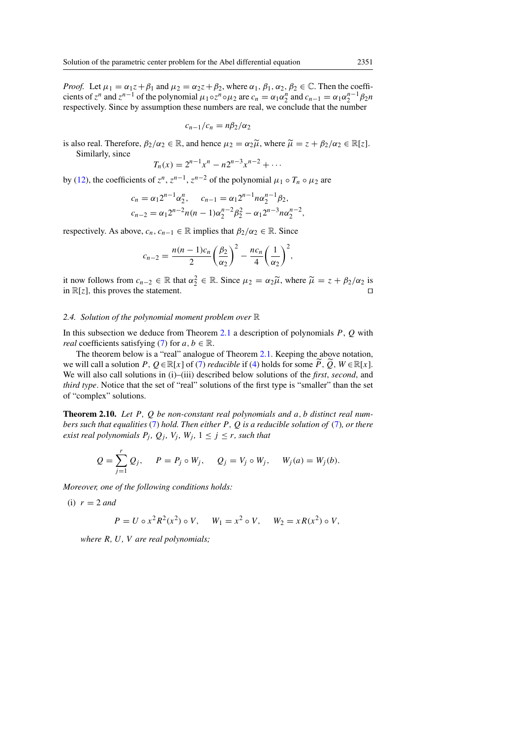*Proof.* Let $\mu_1 = \alpha_1 z + \beta_1$ and $\mu_2 = \alpha_2 z + \beta_2$, where $\alpha_1, \beta_1, \alpha_2, \beta_2 \in \mathbb{C}$. Then the coefficients of $z^n$ and $z^{n-1}$ of the polynomial $\mu_1 \circ z^n \circ \mu_2$ are $c_n = \alpha_1 \alpha_2^n$ and $c_{n-1} = \alpha_1 \alpha_2^{n-1} \beta_2 n$ respectively. Since by assumption these numbers are real, we conclude that the number

$$c_{n-1}/c_n = n\beta_2/\alpha_2$$

is also real. Therefore, $\beta_2/\alpha_2 \in \mathbb{R}$, and hence $\mu_2 = \alpha_2 \widetilde{\mu}$, where $\widetilde{\mu} = z + \beta_2/\alpha_2 \in \mathbb{R}[z]$.

Similarly, since

$$T_n(x) = 2^{n-1}x^n - n2^{n-3}x^{n-2} + \cdots$$

by (12), the coefficients of $z^n$, $z^{n-1}$, $z^{n-2}$ of the polynomial $\mu_1 \circ T_n \circ \mu_2$ are

$$c_n = \alpha_1 2^{n-1} \alpha_2^n, \qquad c_{n-1} = \alpha_1 2^{n-1} n \alpha_2^{n-1} \beta_2,$$
$$c_{n-2} = \alpha_1 2^{n-2} n(n-1) \alpha_2^{n-2} \beta_2^2 - \alpha_1 2^{n-3} n \alpha_2^{n-2},$$

respectively. As above, $c_n, c_{n-1} \in \mathbb{R}$ implies that $\beta_2/\alpha_2 \in \mathbb{R}$. Since

$$c_{n-2} = \frac{n(n-1)c_n}{2}\left(\frac{\beta_2}{\alpha_2}\right)^2 - \frac{nc_n}{4}\left(\frac{1}{\alpha_2}\right)^2,$$

it now follows from $c_{n-2} \in \mathbb{R}$ that $\alpha_2^2 \in \mathbb{R}$. Since $\mu_2 = \alpha_2 \widetilde{\mu}$, where $\widetilde{\mu} = z + \beta_2/\alpha_2$ is in $\mathbb{R}[z]$, this proves the statement. □

### 2.4. Solution of the polynomial moment problem over $\mathbb{R}$

In this subsection we deduce from Theorem 2.1 a description of polynomials $P$, $Q$ with *real* coefficients satisfying (7) for $a, b \in \mathbb{R}$.

The theorem below is a "real" analogue of Theorem 2.1. Keeping the above notation, we will call a solution $P, Q \in \mathbb{R}[x]$ of (7) *reducible* if (4) holds for some $\widetilde{P}$, $\widetilde{Q}$, $W \in \mathbb{R}[x]$. We will also call solutions in (i)–(iii) described below solutions of the *first*, *second*, and *third type*. Notice that the set of "real" solutions of the first type is "smaller" than the set of "complex" solutions.

**Theorem 2.10.** *Let $P$, $Q$ be non-constant real polynomials and $a$, $b$ distinct real numbers such that equalities (7) hold. Then either $P$, $Q$ is a reducible solution of (7), or there exist real polynomials $P_j$, $Q_j$, $V_j$, $W_j$, $1 \le j \le r$, such that*

$$Q = \sum_{j=1}^{r} Q_j, \qquad P = P_j \circ W_j, \qquad Q_j = V_j \circ W_j, \qquad W_j(a) = W_j(b).$$

*Moreover, one of the following conditions holds:*

(i) $r = 2$ *and*

$$P = U \circ x^2 R^2(x^2) \circ V, \qquad W_1 = x^2 \circ V, \qquad W_2 = x R(x^2) \circ V,$$

*where $R$, $U$, $V$ are real polynomials;*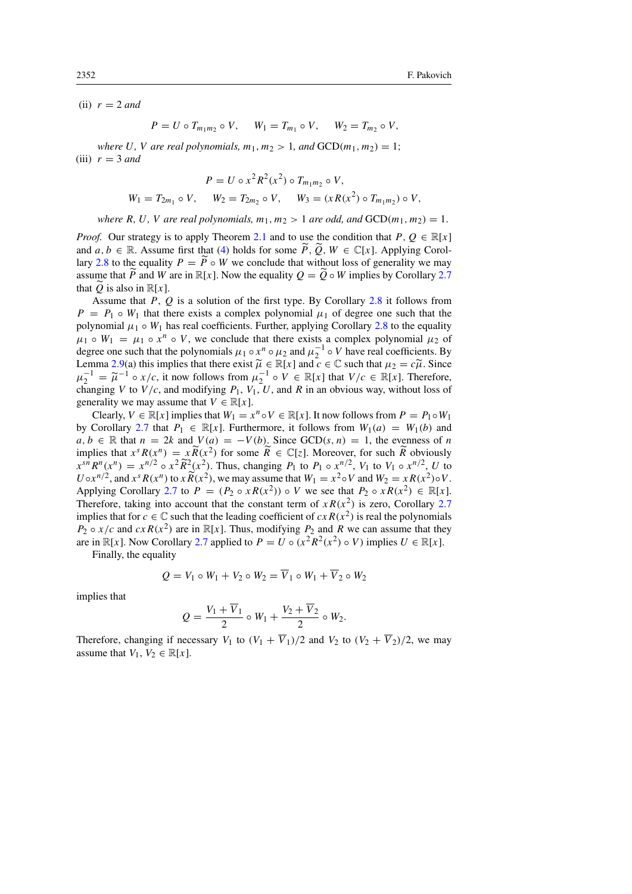(ii) $r = 2$ *and*

$$P = U \circ T_{m_1 m_2} \circ V, \qquad W_1 = T_{m_1} \circ V, \qquad W_2 = T_{m_2} \circ V,$$

*where $U$, $V$ are real polynomials, $m_1, m_2 > 1$, and* $\text{GCD}(m_1, m_2) = 1$;

(iii) $r = 3$ *and*

$$P = U \circ x^2 R^2(x^2) \circ T_{m_1 m_2} \circ V,$$

$$W_1 = T_{2m_1} \circ V, \qquad W_2 = T_{2m_2} \circ V, \qquad W_3 = (x R(x^2) \circ T_{m_1 m_2}) \circ V,$$

*where $R$, $U$, $V$ are real polynomials, $m_1, m_2 > 1$ are odd, and* $\text{GCD}(m_1, m_2) = 1$.

*Proof.* Our strategy is to apply Theorem 2.1 and to use the condition that $P, Q \in \mathbb{R}[x]$ and $a, b \in \mathbb{R}$. Assume first that (4) holds for some $\widetilde{P}, \widetilde{Q}, W \in \mathbb{C}[x]$. Applying Corollary 2.8 to the equality $P = \widetilde{P} \circ W$ we conclude that without loss of generality we may assume that $\widetilde{P}$ and $W$ are in $\mathbb{R}[x]$. Now the equality $Q = \widetilde{Q} \circ W$ implies by Corollary 2.7 that $\widetilde{Q}$ is also in $\mathbb{R}[x]$.

Assume that $P$, $Q$ is a solution of the first type. By Corollary 2.8 it follows from $P = P_1 \circ W_1$ that there exists a complex polynomial $\mu_1$ of degree one such that the polynomial $\mu_1 \circ W_1$ has real coefficients. Further, applying Corollary 2.8 to the equality $\mu_1 \circ W_1 = \mu_1 \circ x^n \circ V$, we conclude that there exists a complex polynomial $\mu_2$ of degree one such that the polynomials $\mu_1 \circ x^n \circ \mu_2$ and $\mu_2^{-1} \circ V$ have real coefficients. By Lemma 2.9(a) this implies that there exist $\widetilde{\mu} \in \mathbb{R}[x]$ and $c \in \mathbb{C}$ such that $\mu_2 = c\widetilde{\mu}$. Since $\mu_2^{-1} = \widetilde{\mu}^{-1} \circ x/c$, it now follows from $\mu_2^{-1} \circ V \in \mathbb{R}[x]$ that $V/c \in \mathbb{R}[x]$. Therefore, changing $V$ to $V/c$, and modifying $P_1$, $V_1$, $U$, and $R$ in an obvious way, without loss of generality we may assume that $V \in \mathbb{R}[x]$.

Clearly, $V \in \mathbb{R}[x]$ implies that $W_1 = x^n \circ V \in \mathbb{R}[x]$. It now follows from $P = P_1 \circ W_1$ by Corollary 2.7 that $P_1 \in \mathbb{R}[x]$. Furthermore, it follows from $W_1(a) = W_1(b)$ and $a, b \in \mathbb{R}$ that $n = 2k$ and $V(a) = -V(b)$. Since $\text{GCD}(s, n) = 1$, the evenness of $n$ implies that $x^s R(x^n) = x\widetilde{R}(x^2)$ for some $\widetilde{R} \in \mathbb{C}[z]$. Moreover, for such $\widetilde{R}$ obviously $x^{sn} R^n(x^n) = x^{n/2} \circ x^2 \widetilde{R}^2(x^2)$. Thus, changing $P_1$ to $P_1 \circ x^{n/2}$, $V_1$ to $V_1 \circ x^{n/2}$, $U$ to $U \circ x^{n/2}$, and $x^s R(x^n)$ to $x\widetilde{R}(x^2)$, we may assume that $W_1 = x^2 \circ V$ and $W_2 = xR(x^2) \circ V$. Applying Corollary 2.7 to $P = (P_2 \circ xR(x^2)) \circ V$ we see that $P_2 \circ xR(x^2) \in \mathbb{R}[x]$. Therefore, taking into account that the constant term of $xR(x^2)$ is zero, Corollary 2.7 implies that for $c \in \mathbb{C}$ such that the leading coefficient of $cxR(x^2)$ is real the polynomials $P_2 \circ x/c$ and $cxR(x^2)$ are in $\mathbb{R}[x]$. Thus, modifying $P_2$ and $R$ we can assume that they are in $\mathbb{R}[x]$. Now Corollary 2.7 applied to $P = U \circ (x^2 R^2(x^2) \circ V)$ implies $U \in \mathbb{R}[x]$.

Finally, the equality

$$Q = V_1 \circ W_1 + V_2 \circ W_2 = \overline{V}_1 \circ W_1 + \overline{V}_2 \circ W_2$$

implies that

$$Q = \frac{V_1 + \overline{V}_1}{2} \circ W_1 + \frac{V_2 + \overline{V}_2}{2} \circ W_2.$$

Therefore, changing if necessary $V_1$ to $(V_1 + \overline{V}_1)/2$ and $V_2$ to $(V_2 + \overline{V}_2)/2$, we may assume that $V_1, V_2 \in \mathbb{R}[x]$.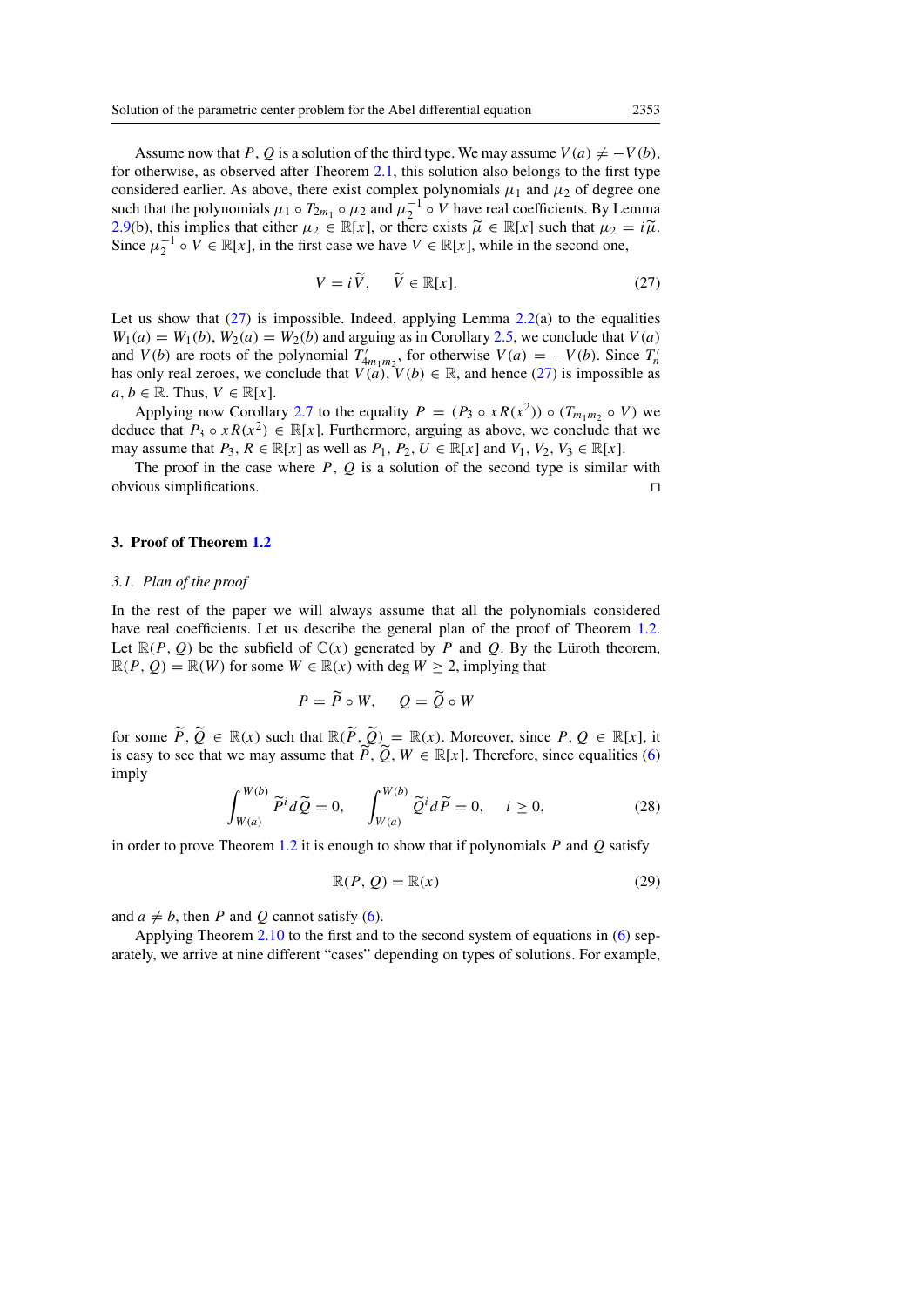Assume now that $P, Q$ is a solution of the third type. We may assume $V(a) \neq -V(b)$, for otherwise, as observed after Theorem 2.1, this solution also belongs to the first type considered earlier. As above, there exist complex polynomials $\mu_1$ and $\mu_2$ of degree one such that the polynomials $\mu_1 \circ T_{2m_1} \circ \mu_2$ and $\mu_2^{-1} \circ V$ have real coefficients. By Lemma 2.9(b), this implies that either $\mu_2 \in \mathbb{R}[x]$, or there exists $\widetilde{\mu} \in \mathbb{R}[x]$ such that $\mu_2 = i\widetilde{\mu}$. Since $\mu_2^{-1} \circ V \in \mathbb{R}[x]$, in the first case we have $V \in \mathbb{R}[x]$, while in the second one,

$$V = i\widetilde{V}, \qquad \widetilde{V} \in \mathbb{R}[x]. \tag{27}$$

Let us show that (27) is impossible. Indeed, applying Lemma 2.2(a) to the equalities $W_1(a) = W_1(b)$, $W_2(a) = W_2(b)$ and arguing as in Corollary 2.5, we conclude that $V(a)$ and $V(b)$ are roots of the polynomial $T'_{4m_1m_2}$, for otherwise $V(a) = -V(b)$. Since $T'_n$ has only real zeroes, we conclude that $V(a), V(b) \in \mathbb{R}$, and hence (27) is impossible as $a, b \in \mathbb{R}$. Thus, $V \in \mathbb{R}[x]$.

Applying now Corollary 2.7 to the equality $P = (P_3 \circ xR(x^2)) \circ (T_{m_1m_2} \circ V)$ we deduce that $P_3 \circ xR(x^2) \in \mathbb{R}[x]$. Furthermore, arguing as above, we conclude that we may assume that $P_3, R \in \mathbb{R}[x]$ as well as $P_1, P_2, U \in \mathbb{R}[x]$ and $V_1, V_2, V_3 \in \mathbb{R}[x]$.

The proof in the case where $P, Q$ is a solution of the second type is similar with obvious simplifications. □

## 3. Proof of Theorem 1.2

### 3.1. Plan of the proof

In the rest of the paper we will always assume that all the polynomials considered have real coefficients. Let us describe the general plan of the proof of Theorem 1.2. Let $\mathbb{R}(P, Q)$ be the subfield of $\mathbb{C}(x)$ generated by $P$ and $Q$. By the Lüroth theorem, $\mathbb{R}(P, Q) = \mathbb{R}(W)$ for some $W \in \mathbb{R}(x)$ with $\deg W \geq 2$, implying that

$$P = \widetilde{P} \circ W, \qquad Q = \widetilde{Q} \circ W$$

for some $\widetilde{P}, \widetilde{Q} \in \mathbb{R}(x)$ such that $\mathbb{R}(\widetilde{P}, \widetilde{Q}) = \mathbb{R}(x)$. Moreover, since $P, Q \in \mathbb{R}[x]$, it is easy to see that we may assume that $\widetilde{P}, \widetilde{Q}, W \in \mathbb{R}[x]$. Therefore, since equalities (6) imply

$$\int_{W(a)}^{W(b)} \widetilde{P}^i \, d\widetilde{Q} = 0, \qquad \int_{W(a)}^{W(b)} \widetilde{Q}^i \, d\widetilde{P} = 0, \qquad i \geq 0, \tag{28}$$

in order to prove Theorem 1.2 it is enough to show that if polynomials $P$ and $Q$ satisfy

$$\mathbb{R}(P, Q) = \mathbb{R}(x) \tag{29}$$

and $a \neq b$, then $P$ and $Q$ cannot satisfy (6).

Applying Theorem 2.10 to the first and to the second system of equations in (6) separately, we arrive at nine different "cases" depending on types of solutions. For example,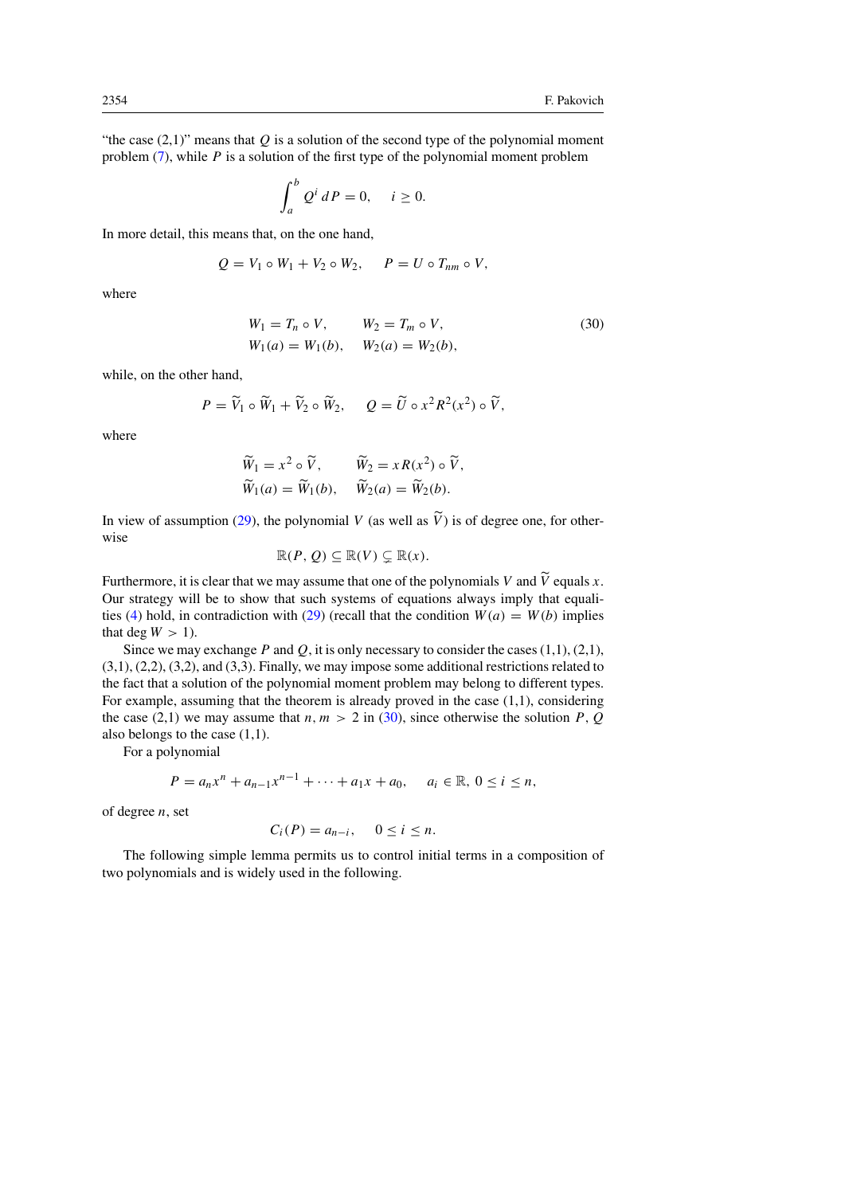"the case (2,1)" means that $Q$ is a solution of the second type of the polynomial moment problem (7), while $P$ is a solution of the first type of the polynomial moment problem

$$\int_a^b Q^i \, dP = 0, \qquad i \geq 0.$$

In more detail, this means that, on the one hand,

$$Q = V_1 \circ W_1 + V_2 \circ W_2, \qquad P = U \circ T_{nm} \circ V,$$

where

$$\begin{aligned} W_1 &= T_n \circ V, & W_2 &= T_m \circ V, \\ W_1(a) &= W_1(b), & W_2(a) &= W_2(b), \end{aligned} \tag{30}$$

while, on the other hand,

$$P = \widetilde{V}_1 \circ \widetilde{W}_1 + \widetilde{V}_2 \circ \widetilde{W}_2, \qquad Q = \widetilde{U} \circ x^2 R^2(x^2) \circ \widetilde{V},$$

where

$$\begin{aligned} \widetilde{W}_1 &= x^2 \circ \widetilde{V}, & \widetilde{W}_2 &= x R(x^2) \circ \widetilde{V}, \\ \widetilde{W}_1(a) &= \widetilde{W}_1(b), & \widetilde{W}_2(a) &= \widetilde{W}_2(b). \end{aligned}$$

In view of assumption (29), the polynomial $V$ (as well as $\widetilde{V}$) is of degree one, for otherwise

$$\mathbb{R}(P, Q) \subseteq \mathbb{R}(V) \subsetneq \mathbb{R}(x).$$

Furthermore, it is clear that we may assume that one of the polynomials $V$ and $\widetilde{V}$ equals $x$. Our strategy will be to show that such systems of equations always imply that equalities (4) hold, in contradiction with (29) (recall that the condition $W(a) = W(b)$ implies that $\deg W > 1$).

Since we may exchange $P$ and $Q$, it is only necessary to consider the cases (1,1), (2,1), (3,1), (2,2), (3,2), and (3,3). Finally, we may impose some additional restrictions related to the fact that a solution of the polynomial moment problem may belong to different types. For example, assuming that the theorem is already proved in the case (1,1), considering the case (2,1) we may assume that $n, m > 2$ in (30), since otherwise the solution $P, Q$ also belongs to the case (1,1).

For a polynomial

$$P = a_n x^n + a_{n-1} x^{n-1} + \cdots + a_1 x + a_0, \qquad a_i \in \mathbb{R}, \ 0 \leq i \leq n,$$

of degree $n$, set

$$C_i(P) = a_{n-i}, \qquad 0 \leq i \leq n.$$

The following simple lemma permits us to control initial terms in a composition of two polynomials and is widely used in the following.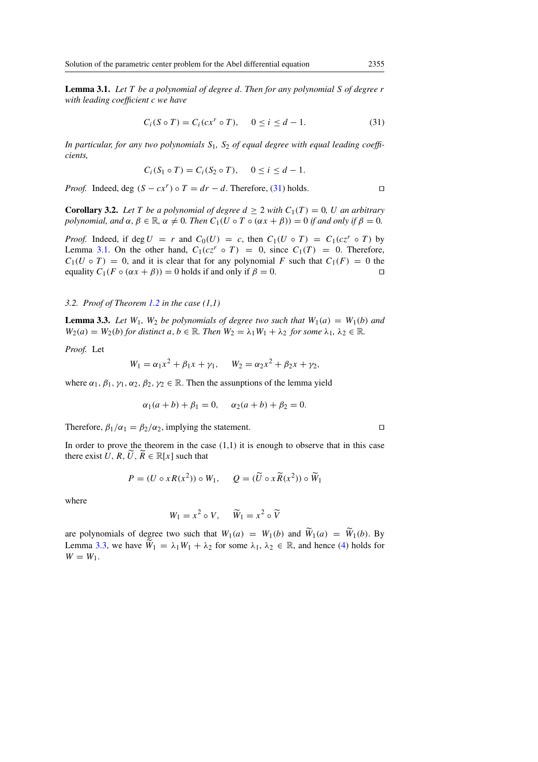**Lemma 3.1.** *Let $T$ be a polynomial of degree $d$. Then for any polynomial $S$ of degree $r$ with leading coefficient $c$ we have*

$$C_i(S \circ T) = C_i(cx^r \circ T), \qquad 0 \leq i \leq d-1. \tag{31}$$

*In particular, for any two polynomials $S_1$, $S_2$ of equal degree with equal leading coefficients,*

$$C_i(S_1 \circ T) = C_i(S_2 \circ T), \qquad 0 \leq i \leq d-1.$$

*Proof.* Indeed, deg $(S - cx^r) \circ T = dr - d$. Therefore, (31) holds. □

**Corollary 3.2.** *Let $T$ be a polynomial of degree $d \geq 2$ with $C_1(T) = 0$, $U$ an arbitrary polynomial, and $\alpha, \beta \in \mathbb{R}$, $\alpha \neq 0$. Then $C_1(U \circ T \circ (\alpha x + \beta)) = 0$ if and only if $\beta = 0$.*

*Proof.* Indeed, if $\deg U = r$ and $C_0(U) = c$, then $C_1(U \circ T) = C_1(cz^r \circ T)$ by Lemma 3.1. On the other hand, $C_1(cz^r \circ T) = 0$, since $C_1(T) = 0$. Therefore, $C_1(U \circ T) = 0$, and it is clear that for any polynomial $F$ such that $C_1(F) = 0$ the equality $C_1(F \circ (\alpha x + \beta)) = 0$ holds if and only if $\beta = 0$. □

### 3.2. *Proof of Theorem 1.2 in the case (1,1)*

**Lemma 3.3.** *Let $W_1$, $W_2$ be polynomials of degree two such that $W_1(a) = W_1(b)$ and $W_2(a) = W_2(b)$ for distinct $a, b \in \mathbb{R}$. Then $W_2 = \lambda_1 W_1 + \lambda_2$ for some $\lambda_1, \lambda_2 \in \mathbb{R}$.*

*Proof.* Let

$$W_1 = \alpha_1 x^2 + \beta_1 x + \gamma_1, \qquad W_2 = \alpha_2 x^2 + \beta_2 x + \gamma_2,$$

where $\alpha_1, \beta_1, \gamma_1, \alpha_2, \beta_2, \gamma_2 \in \mathbb{R}$. Then the assumptions of the lemma yield

$$\alpha_1(a+b) + \beta_1 = 0, \qquad \alpha_2(a+b) + \beta_2 = 0.$$

Therefore, $\beta_1/\alpha_1 = \beta_2/\alpha_2$, implying the statement. □

In order to prove the theorem in the case (1,1) it is enough to observe that in this case there exist $U, R, \widetilde{U}, \widetilde{R} \in \mathbb{R}[x]$ such that

$$P = (U \circ xR(x^2)) \circ W_1, \qquad Q = (\widetilde{U} \circ x\widetilde{R}(x^2)) \circ \widetilde{W}_1$$

where

$$W_1 = x^2 \circ V, \qquad \widetilde{W}_1 = x^2 \circ \widetilde{V}$$

are polynomials of degree two such that $W_1(a) = W_1(b)$ and $\widetilde{W}_1(a) = \widetilde{W}_1(b)$. By Lemma 3.3, we have $\widetilde{W}_1 = \lambda_1 W_1 + \lambda_2$ for some $\lambda_1, \lambda_2 \in \mathbb{R}$, and hence (4) holds for $W = W_1$.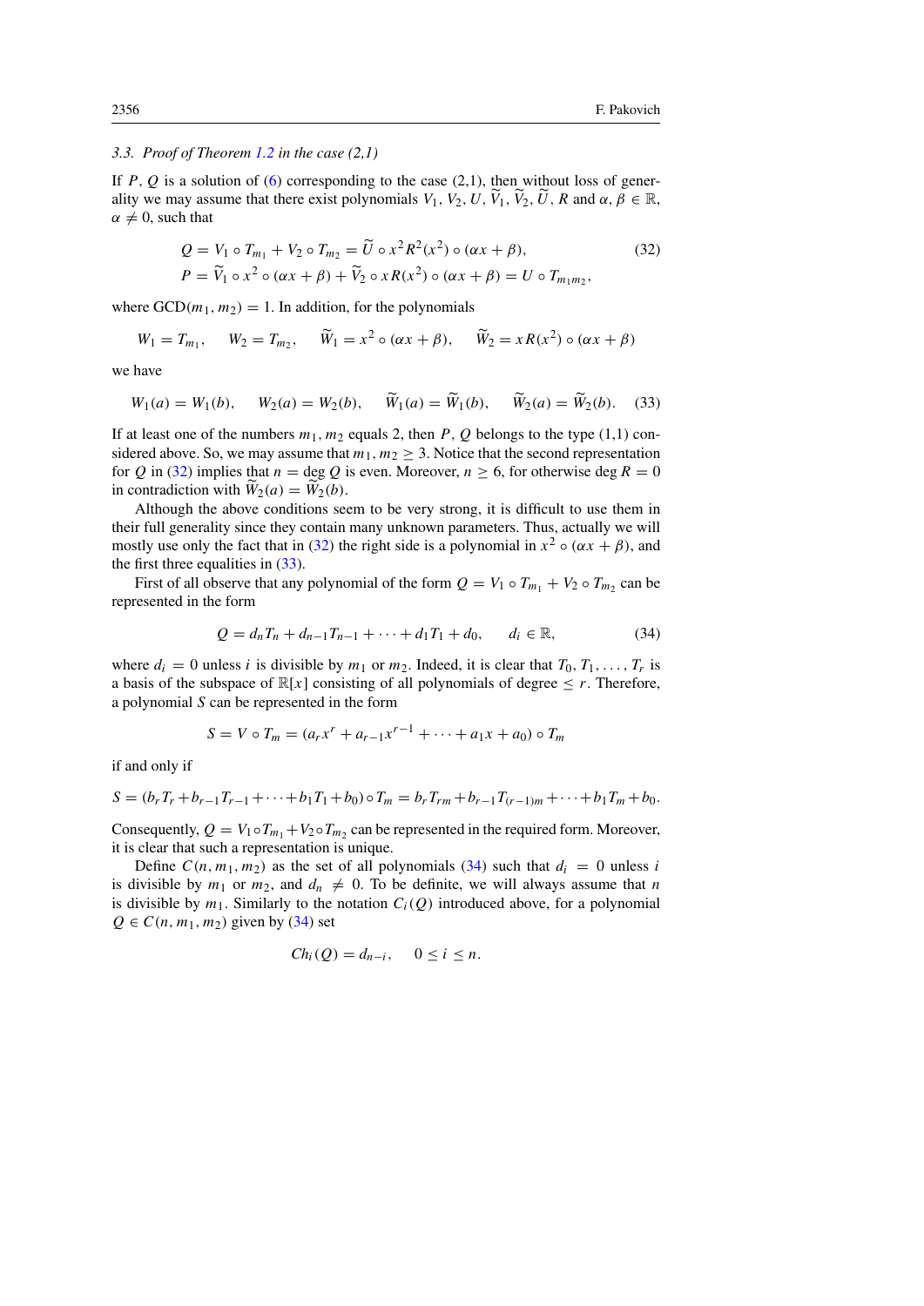### 3.3. *Proof of Theorem 1.2 in the case (2,1)*

If $P, Q$ is a solution of (6) corresponding to the case (2,1), then without loss of generality we may assume that there exist polynomials $V_1, V_2, U, \widetilde{V}_1, \widetilde{V}_2, \widetilde{U}, R$ and $\alpha, \beta \in \mathbb{R}$, $\alpha \neq 0$, such that

$$
\begin{aligned}
Q &= V_1 \circ T_{m_1} + V_2 \circ T_{m_2} = \widetilde{U} \circ x^2 R^2(x^2) \circ (\alpha x + \beta), \\
P &= \widetilde{V}_1 \circ x^2 \circ (\alpha x + \beta) + \widetilde{V}_2 \circ x R(x^2) \circ (\alpha x + \beta) = U \circ T_{m_1 m_2},
\end{aligned}
\tag{32}
$$

where $\mathrm{GCD}(m_1, m_2) = 1$. In addition, for the polynomials

$$
W_1 = T_{m_1}, \qquad W_2 = T_{m_2}, \qquad \widetilde{W}_1 = x^2 \circ (\alpha x + \beta), \qquad \widetilde{W}_2 = x R(x^2) \circ (\alpha x + \beta)
$$

we have

$$
W_1(a) = W_1(b), \qquad W_2(a) = W_2(b), \qquad \widetilde{W}_1(a) = \widetilde{W}_1(b), \qquad \widetilde{W}_2(a) = \widetilde{W}_2(b). \tag{33}
$$

If at least one of the numbers $m_1, m_2$ equals 2, then $P, Q$ belongs to the type (1,1) considered above. So, we may assume that $m_1, m_2 \geq 3$. Notice that the second representation for $Q$ in (32) implies that $n = \deg Q$ is even. Moreover, $n \geq 6$, for otherwise $\deg R = 0$ in contradiction with $\widetilde{W}_2(a) = \widetilde{W}_2(b)$.

Although the above conditions seem to be very strong, it is difficult to use them in their full generality since they contain many unknown parameters. Thus, actually we will mostly use only the fact that in (32) the right side is a polynomial in $x^2 \circ (\alpha x + \beta)$, and the first three equalities in (33).

First of all observe that any polynomial of the form $Q = V_1 \circ T_{m_1} + V_2 \circ T_{m_2}$ can be represented in the form

$$
Q = d_n T_n + d_{n-1} T_{n-1} + \cdots + d_1 T_1 + d_0, \qquad d_i \in \mathbb{R}, \tag{34}
$$

where $d_i = 0$ unless $i$ is divisible by $m_1$ or $m_2$. Indeed, it is clear that $T_0, T_1, \ldots, T_r$ is a basis of the subspace of $\mathbb{R}[x]$ consisting of all polynomials of degree $\leq r$. Therefore, a polynomial $S$ can be represented in the form

$$
S = V \circ T_m = (a_r x^r + a_{r-1} x^{r-1} + \cdots + a_1 x + a_0) \circ T_m
$$

if and only if

$$
S = (b_r T_r + b_{r-1} T_{r-1} + \cdots + b_1 T_1 + b_0) \circ T_m = b_r T_{rm} + b_{r-1} T_{(r-1)m} + \cdots + b_1 T_m + b_0.
$$

Consequently, $Q = V_1 \circ T_{m_1} + V_2 \circ T_{m_2}$ can be represented in the required form. Moreover, it is clear that such a representation is unique.

Define $C(n, m_1, m_2)$ as the set of all polynomials (34) such that $d_i = 0$ unless $i$ is divisible by $m_1$ or $m_2$, and $d_n \neq 0$. To be definite, we will always assume that $n$ is divisible by $m_1$. Similarly to the notation $C_i(Q)$ introduced above, for a polynomial $Q \in C(n, m_1, m_2)$ given by (34) set

$$
Ch_i(Q) = d_{n-i}, \qquad 0 \leq i \leq n.
$$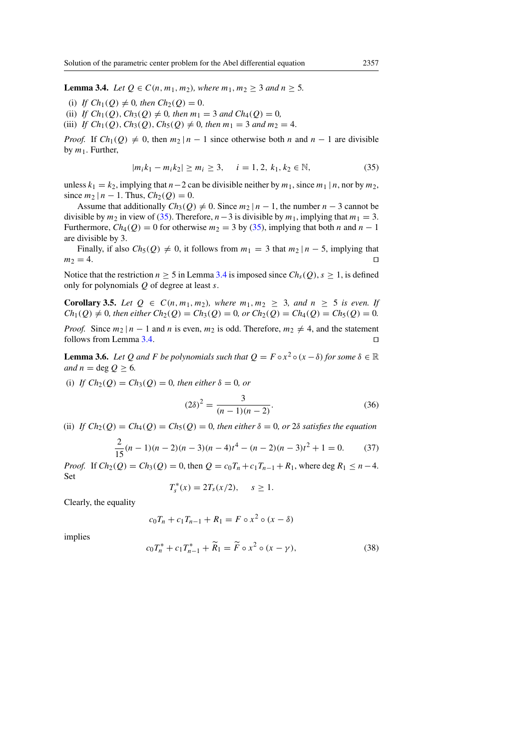**Lemma 3.4.** *Let $Q \in C(n, m_1, m_2)$, where $m_1, m_2 \geq 3$ and $n \geq 5$.*

(i) *If $Ch_1(Q) \neq 0$, then $Ch_2(Q) = 0$.*
(ii) *If $Ch_1(Q), Ch_3(Q) \neq 0$, then $m_1 = 3$ and $Ch_4(Q) = 0$,*
(iii) *If $Ch_1(Q), Ch_3(Q), Ch_5(Q) \neq 0$, then $m_1 = 3$ and $m_2 = 4$.*

*Proof.* If $Ch_1(Q) \neq 0$, then $m_2 \mid n-1$ since otherwise both $n$ and $n-1$ are divisible by $m_1$. Further,

$$|m_i k_1 - m_i k_2| \geq m_i \geq 3, \quad i = 1, 2, \; k_1, k_2 \in \mathbb{N}, \tag{35}$$

unless $k_1 = k_2$, implying that $n-2$ can be divisible neither by $m_1$, since $m_1 \mid n$, nor by $m_2$, since $m_2 \mid n-1$. Thus, $Ch_2(Q) = 0$.

Assume that additionally $Ch_3(Q) \neq 0$. Since $m_2 \mid n-1$, the number $n-3$ cannot be divisible by $m_2$ in view of (35). Therefore, $n-3$ is divisible by $m_1$, implying that $m_1 = 3$. Furthermore, $Ch_4(Q) = 0$ for otherwise $m_2 = 3$ by (35), implying that both $n$ and $n-1$ are divisible by 3.

Finally, if also $Ch_5(Q) \neq 0$, it follows from $m_1 = 3$ that $m_2 \mid n-5$, implying that $m_2 = 4$. □

Notice that the restriction $n \geq 5$ in Lemma 3.4 is imposed since $Ch_s(Q)$, $s \geq 1$, is defined only for polynomials $Q$ of degree at least $s$.

**Corollary 3.5.** *Let $Q \in C(n, m_1, m_2)$, where $m_1, m_2 \geq 3$, and $n \geq 5$ is even. If $Ch_1(Q) \neq 0$, then either $Ch_2(Q) = Ch_3(Q) = 0$, or $Ch_2(Q) = Ch_4(Q) = Ch_5(Q) = 0$.*

*Proof.* Since $m_2 \mid n-1$ and $n$ is even, $m_2$ is odd. Therefore, $m_2 \neq 4$, and the statement follows from Lemma 3.4. □

**Lemma 3.6.** *Let $Q$ and $F$ be polynomials such that $Q = F \circ x^2 \circ (x - \delta)$ for some $\delta \in \mathbb{R}$ and $n = \deg Q \geq 6$.*

(i) *If $Ch_2(Q) = Ch_3(Q) = 0$, then either $\delta = 0$, or*

$$(2\delta)^2 = \frac{3}{(n-1)(n-2)}. \tag{36}$$

(ii) *If $Ch_2(Q) = Ch_4(Q) = Ch_5(Q) = 0$, then either $\delta = 0$, or $2\delta$ satisfies the equation*

$$\frac{2}{15}(n-1)(n-2)(n-3)(n-4)t^4 - (n-2)(n-3)t^2 + 1 = 0. \tag{37}$$

*Proof.* If $Ch_2(Q) = Ch_3(Q) = 0$, then $Q = c_0 T_n + c_1 T_{n-1} + R_1$, where $\deg R_1 \leq n-4$. Set

$$T_s^*(x) = 2T_s(x/2), \quad s \geq 1.$$

Clearly, the equality

$$c_0 T_n + c_1 T_{n-1} + R_1 = F \circ x^2 \circ (x - \delta)$$

implies

$$c_0 T_n^* + c_1 T_{n-1}^* + \widetilde{R}_1 = \widetilde{F} \circ x^2 \circ (x - \gamma), \tag{38}$$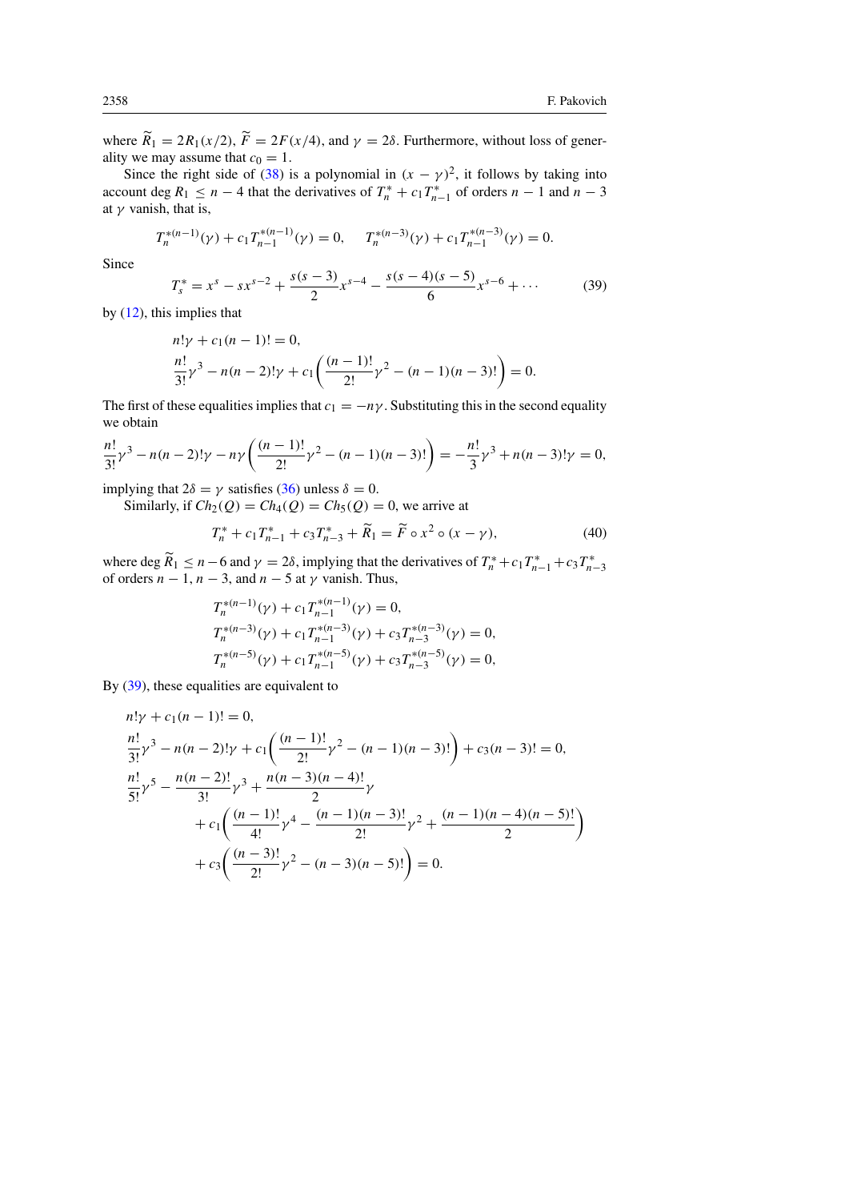where $\widetilde{R}_1 = 2R_1(x/2)$, $\widetilde{F} = 2F(x/4)$, and $\gamma = 2\delta$. Furthermore, without loss of generality we may assume that $c_0 = 1$.

Since the right side of (38) is a polynomial in $(x-\gamma)^2$, it follows by taking into account $\deg R_1 \le n-4$ that the derivatives of $T_n^* + c_1 T_{n-1}^*$ of orders $n-1$ and $n-3$ at $\gamma$ vanish, that is,

$$T_n^{*(n-1)}(\gamma) + c_1 T_{n-1}^{*(n-1)}(\gamma) = 0, \qquad T_n^{*(n-3)}(\gamma) + c_1 T_{n-1}^{*(n-3)}(\gamma) = 0.$$

Since

$$T_s^* = x^s - s x^{s-2} + \frac{s(s-3)}{2} x^{s-4} - \frac{s(s-4)(s-5)}{6} x^{s-6} + \cdots \tag{39}$$

by (12), this implies that

$$n!\gamma + c_1(n-1)! = 0,$$
$$\frac{n!}{3!}\gamma^3 - n(n-2)!\gamma + c_1\left(\frac{(n-1)!}{2!}\gamma^2 - (n-1)(n-3)!\right) = 0.$$

The first of these equalities implies that $c_1 = -n\gamma$. Substituting this in the second equality we obtain

$$\frac{n!}{3!}\gamma^3 - n(n-2)!\gamma - n\gamma\left(\frac{(n-1)!}{2!}\gamma^2 - (n-1)(n-3)!\right) = -\frac{n!}{3}\gamma^3 + n(n-3)!\gamma = 0,$$

implying that $2\delta = \gamma$ satisfies (36) unless $\delta = 0$.

Similarly, if $Ch_2(Q) = Ch_4(Q) = Ch_5(Q) = 0$, we arrive at

$$T_n^* + c_1 T_{n-1}^* + c_3 T_{n-3}^* + \widetilde{R}_1 = \widetilde{F} \circ x^2 \circ (x-\gamma), \tag{40}$$

where $\deg \widetilde{R}_1 \le n-6$ and $\gamma = 2\delta$, implying that the derivatives of $T_n^* + c_1 T_{n-1}^* + c_3 T_{n-3}^*$ of orders $n-1$, $n-3$, and $n-5$ at $\gamma$ vanish. Thus,

$$T_n^{*(n-1)}(\gamma) + c_1 T_{n-1}^{*(n-1)}(\gamma) = 0,$$
$$T_n^{*(n-3)}(\gamma) + c_1 T_{n-1}^{*(n-3)}(\gamma) + c_3 T_{n-3}^{*(n-3)}(\gamma) = 0,$$
$$T_n^{*(n-5)}(\gamma) + c_1 T_{n-1}^{*(n-5)}(\gamma) + c_3 T_{n-3}^{*(n-5)}(\gamma) = 0,$$

By (39), these equalities are equivalent to

$$n!\gamma + c_1(n-1)! = 0,$$
$$\frac{n!}{3!}\gamma^3 - n(n-2)!\gamma + c_1\left(\frac{(n-1)!}{2!}\gamma^2 - (n-1)(n-3)!\right) + c_3(n-3)! = 0,$$
$$\frac{n!}{5!}\gamma^5 - \frac{n(n-2)!}{3!}\gamma^3 + \frac{n(n-3)(n-4)!}{2}\gamma$$
$$+ c_1\left(\frac{(n-1)!}{4!}\gamma^4 - \frac{(n-1)(n-3)!}{2!}\gamma^2 + \frac{(n-1)(n-4)(n-5)!}{2}\right)$$
$$+ c_3\left(\frac{(n-3)!}{2!}\gamma^2 - (n-3)(n-5)!\right) = 0.$$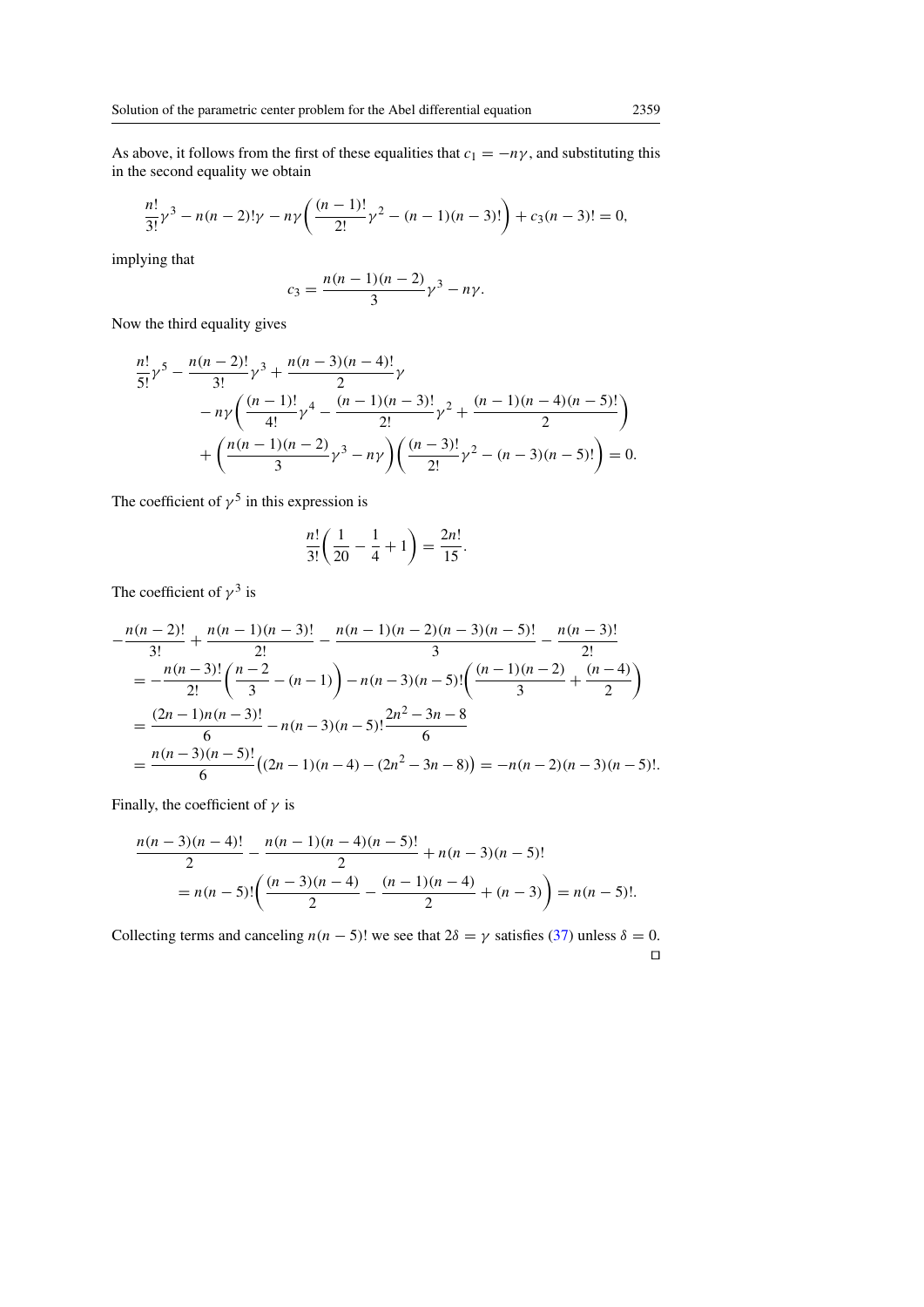As above, it follows from the first of these equalities that $c_1 = -n\gamma$, and substituting this in the second equality we obtain

$$\frac{n!}{3!}\gamma^3 - n(n-2)!\gamma - n\gamma\left(\frac{(n-1)!}{2!}\gamma^2 - (n-1)(n-3)!\right) + c_3(n-3)! = 0,$$

implying that

$$c_3 = \frac{n(n-1)(n-2)}{3}\gamma^3 - n\gamma.$$

Now the third equality gives

$$\begin{aligned}
&\frac{n!}{5!}\gamma^5 - \frac{n(n-2)!}{3!}\gamma^3 + \frac{n(n-3)(n-4)!}{2}\gamma \\
&\quad - n\gamma\left(\frac{(n-1)!}{4!}\gamma^4 - \frac{(n-1)(n-3)!}{2!}\gamma^2 + \frac{(n-1)(n-4)(n-5)!}{2}\right) \\
&\quad + \left(\frac{n(n-1)(n-2)}{3}\gamma^3 - n\gamma\right)\left(\frac{(n-3)!}{2!}\gamma^2 - (n-3)(n-5)!\right) = 0.
\end{aligned}$$

The coefficient of $\gamma^5$ in this expression is

$$\frac{n!}{3!}\left(\frac{1}{20} - \frac{1}{4} + 1\right) = \frac{2n!}{15}.$$

The coefficient of $\gamma^3$ is

$$\begin{aligned}
&-\frac{n(n-2)!}{3!} + \frac{n(n-1)(n-3)!}{2!} - \frac{n(n-1)(n-2)(n-3)(n-5)!}{3} - \frac{n(n-3)!}{2!} \\
&= -\frac{n(n-3)!}{2!}\left(\frac{n-2}{3} - (n-1)\right) - n(n-3)(n-5)!\left(\frac{(n-1)(n-2)}{3} + \frac{(n-4)}{2}\right) \\
&= \frac{(2n-1)n(n-3)!}{6} - n(n-3)(n-5)!\frac{2n^2-3n-8}{6} \\
&= \frac{n(n-3)(n-5)!}{6}\big((2n-1)(n-4) - (2n^2-3n-8)\big) = -n(n-2)(n-3)(n-5)!.
\end{aligned}$$

Finally, the coefficient of $\gamma$ is

$$\begin{aligned}
&\frac{n(n-3)(n-4)!}{2} - \frac{n(n-1)(n-4)(n-5)!}{2} + n(n-3)(n-5)! \\
&\quad = n(n-5)!\left(\frac{(n-3)(n-4)}{2} - \frac{(n-1)(n-4)}{2} + (n-3)\right) = n(n-5)!.
\end{aligned}$$

Collecting terms and canceling $n(n-5)!$ we see that $2\delta = \gamma$ satisfies (37) unless $\delta = 0$. □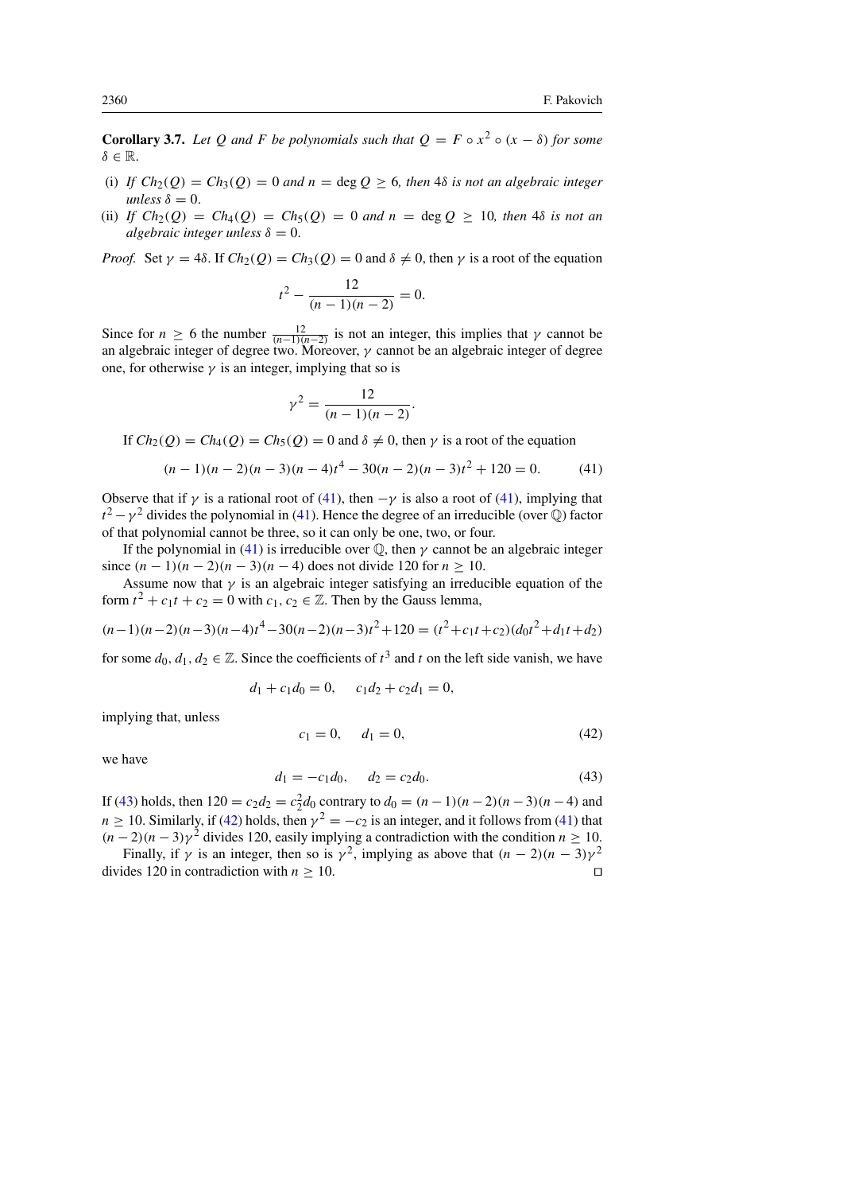**Corollary 3.7.** *Let $Q$ and $F$ be polynomials such that $Q = F \circ x^2 \circ (x - \delta)$ for some $\delta \in \mathbb{R}$.*

(i) *If $Ch_2(Q) = Ch_3(Q) = 0$ and $n = \deg Q \geq 6$, then $4\delta$ is not an algebraic integer unless $\delta = 0$.*
(ii) *If $Ch_2(Q) = Ch_4(Q) = Ch_5(Q) = 0$ and $n = \deg Q \geq 10$, then $4\delta$ is not an algebraic integer unless $\delta = 0$.*

*Proof.* Set $\gamma = 4\delta$. If $Ch_2(Q) = Ch_3(Q) = 0$ and $\delta \neq 0$, then $\gamma$ is a root of the equation

$$t^2 - \frac{12}{(n-1)(n-2)} = 0.$$

Since for $n \geq 6$ the number $\frac{12}{(n-1)(n-2)}$ is not an integer, this implies that $\gamma$ cannot be an algebraic integer of degree two. Moreover, $\gamma$ cannot be an algebraic integer of degree one, for otherwise $\gamma$ is an integer, implying that so is

$$\gamma^2 = \frac{12}{(n-1)(n-2)}.$$

If $Ch_2(Q) = Ch_4(Q) = Ch_5(Q) = 0$ and $\delta \neq 0$, then $\gamma$ is a root of the equation

$$(n-1)(n-2)(n-3)(n-4)t^4 - 30(n-2)(n-3)t^2 + 120 = 0. \tag{41}$$

Observe that if $\gamma$ is a rational root of (41), then $-\gamma$ is also a root of (41), implying that $t^2 - \gamma^2$ divides the polynomial in (41). Hence the degree of an irreducible (over $\mathbb{Q}$) factor of that polynomial cannot be three, so it can only be one, two, or four.

If the polynomial in (41) is irreducible over $\mathbb{Q}$, then $\gamma$ cannot be an algebraic integer since $(n-1)(n-2)(n-3)(n-4)$ does not divide 120 for $n \geq 10$.

Assume now that $\gamma$ is an algebraic integer satisfying an irreducible equation of the form $t^2 + c_1 t + c_2 = 0$ with $c_1, c_2 \in \mathbb{Z}$. Then by the Gauss lemma,

$$(n-1)(n-2)(n-3)(n-4)t^4 - 30(n-2)(n-3)t^2 + 120 = (t^2 + c_1 t + c_2)(d_0 t^2 + d_1 t + d_2)$$

for some $d_0, d_1, d_2 \in \mathbb{Z}$. Since the coefficients of $t^3$ and $t$ on the left side vanish, we have

$$d_1 + c_1 d_0 = 0, \qquad c_1 d_2 + c_2 d_1 = 0,$$

implying that, unless

$$c_1 = 0, \qquad d_1 = 0, \tag{42}$$

we have

$$d_1 = -c_1 d_0, \qquad d_2 = c_2 d_0. \tag{43}$$

If (43) holds, then $120 = c_2 d_2 = c_2^2 d_0$ contrary to $d_0 = (n-1)(n-2)(n-3)(n-4)$ and $n \geq 10$. Similarly, if (42) holds, then $\gamma^2 = -c_2$ is an integer, and it follows from (41) that $(n-2)(n-3)\gamma^2$ divides 120, easily implying a contradiction with the condition $n \geq 10$.

Finally, if $\gamma$ is an integer, then so is $\gamma^2$, implying as above that $(n-2)(n-3)\gamma^2$ divides 120 in contradiction with $n \geq 10$. $\square$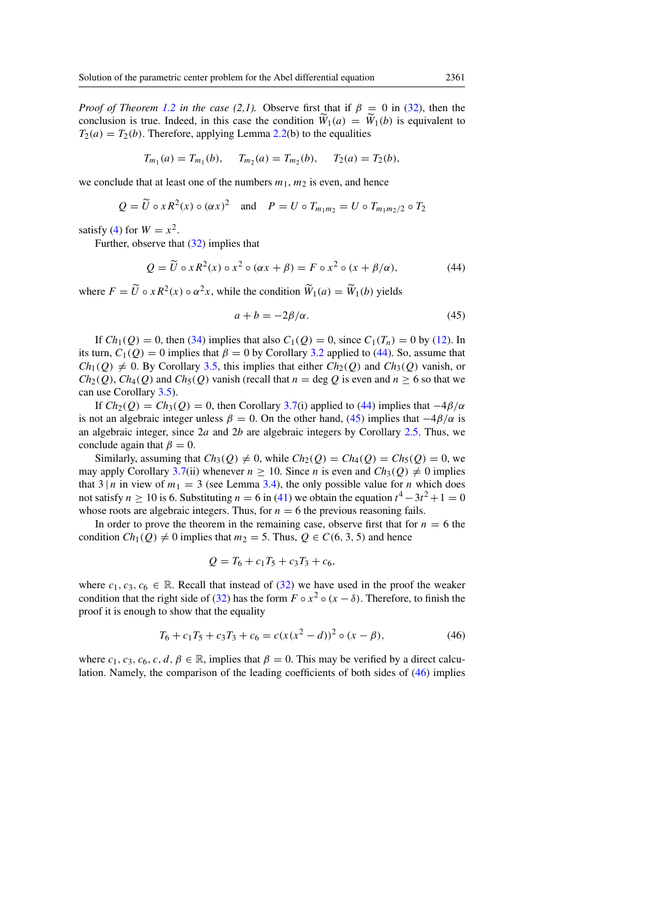*Proof of Theorem 1.2 in the case (2,1).* Observe first that if $\beta = 0$ in (32), then the conclusion is true. Indeed, in this case the condition $\widetilde{W}_1(a) = \widetilde{W}_1(b)$ is equivalent to $T_2(a) = T_2(b)$. Therefore, applying Lemma 2.2(b) to the equalities

$$T_{m_1}(a) = T_{m_1}(b), \quad T_{m_2}(a) = T_{m_2}(b), \quad T_2(a) = T_2(b),$$

we conclude that at least one of the numbers $m_1, m_2$ is even, and hence

$$Q = \widetilde{U} \circ xR^2(x) \circ (\alpha x)^2 \quad \text{and} \quad P = U \circ T_{m_1 m_2} = U \circ T_{m_1 m_2/2} \circ T_2$$

satisfy (4) for $W = x^2$.

Further, observe that (32) implies that

$$Q = \widetilde{U} \circ xR^2(x) \circ x^2 \circ (\alpha x + \beta) = F \circ x^2 \circ (x + \beta/\alpha), \tag{44}$$

where $F = \widetilde{U} \circ xR^2(x) \circ \alpha^2 x$, while the condition $\widetilde{W}_1(a) = \widetilde{W}_1(b)$ yields

$$a + b = -2\beta/\alpha. \tag{45}$$

If $Ch_1(Q) = 0$, then (34) implies that also $C_1(Q) = 0$, since $C_1(T_n) = 0$ by (12). In its turn, $C_1(Q) = 0$ implies that $\beta = 0$ by Corollary 3.2 applied to (44). So, assume that $Ch_1(Q) \neq 0$. By Corollary 3.5, this implies that either $Ch_2(Q)$ and $Ch_3(Q)$ vanish, or $Ch_2(Q)$, $Ch_4(Q)$ and $Ch_5(Q)$ vanish (recall that $n = \deg Q$ is even and $n \geq 6$ so that we can use Corollary 3.5).

If $Ch_2(Q) = Ch_3(Q) = 0$, then Corollary 3.7(i) applied to (44) implies that $-4\beta/\alpha$ is not an algebraic integer unless $\beta = 0$. On the other hand, (45) implies that $-4\beta/\alpha$ is an algebraic integer, since $2a$ and $2b$ are algebraic integers by Corollary 2.5. Thus, we conclude again that $\beta = 0$.

Similarly, assuming that $Ch_3(Q) \neq 0$, while $Ch_2(Q) = Ch_4(Q) = Ch_5(Q) = 0$, we may apply Corollary 3.7(ii) whenever $n \geq 10$. Since $n$ is even and $Ch_3(Q) \neq 0$ implies that $3 \,|\, n$ in view of $m_1 = 3$ (see Lemma 3.4), the only possible value for $n$ which does not satisfy $n \geq 10$ is 6. Substituting $n = 6$ in (41) we obtain the equation $t^4 - 3t^2 + 1 = 0$ whose roots are algebraic integers. Thus, for $n = 6$ the previous reasoning fails.

In order to prove the theorem in the remaining case, observe first that for $n = 6$ the condition $Ch_1(Q) \neq 0$ implies that $m_2 = 5$. Thus, $Q \in C(6, 3, 5)$ and hence

$$Q = T_6 + c_1 T_5 + c_3 T_3 + c_6,$$

where $c_1, c_3, c_6 \in \mathbb{R}$. Recall that instead of (32) we have used in the proof the weaker condition that the right side of (32) has the form $F \circ x^2 \circ (x - \delta)$. Therefore, to finish the proof it is enough to show that the equality

$$T_6 + c_1 T_5 + c_3 T_3 + c_6 = c(x(x^2 - d))^2 \circ (x - \beta), \tag{46}$$

where $c_1, c_3, c_6, c, d, \beta \in \mathbb{R}$, implies that $\beta = 0$. This may be verified by a direct calculation. Namely, the comparison of the leading coefficients of both sides of (46) implies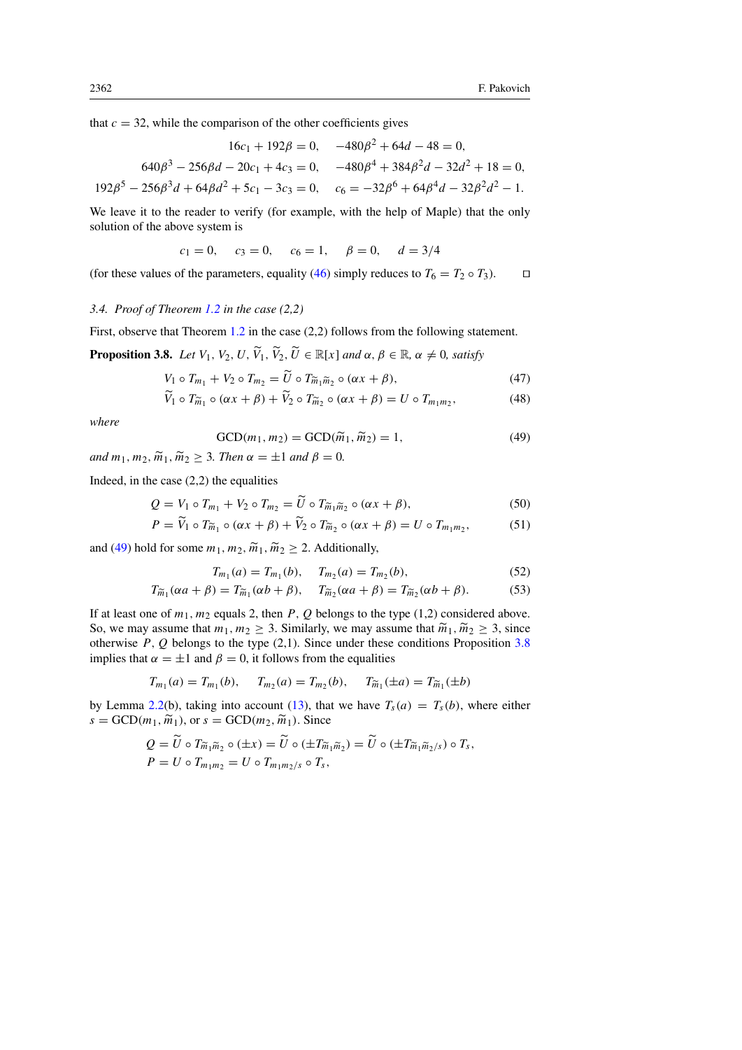that $c = 32$, while the comparison of the other coefficients gives

$$16c_1 + 192\beta = 0, \quad -480\beta^2 + 64d - 48 = 0,$$
$$640\beta^3 - 256\beta d - 20c_1 + 4c_3 = 0, \quad -480\beta^4 + 384\beta^2 d - 32d^2 + 18 = 0,$$
$$192\beta^5 - 256\beta^3 d + 64\beta d^2 + 5c_1 - 3c_3 = 0, \quad c_6 = -32\beta^6 + 64\beta^4 d - 32\beta^2 d^2 - 1.$$

We leave it to the reader to verify (for example, with the help of Maple) that the only solution of the above system is

$$c_1 = 0, \quad c_3 = 0, \quad c_6 = 1, \quad \beta = 0, \quad d = 3/4$$

(for these values of the parameters, equality (46) simply reduces to $T_6 = T_2 \circ T_3$). $\square$

### 3.4. *Proof of Theorem 1.2 in the case (2,2)*

First, observe that Theorem 1.2 in the case (2,2) follows from the following statement.

**Proposition 3.8.** *Let $V_1, V_2, U, \widetilde{V}_1, \widetilde{V}_2, \widetilde{U} \in \mathbb{R}[x]$ and $\alpha, \beta \in \mathbb{R}$, $\alpha \neq 0$, satisfy*

$$V_1 \circ T_{m_1} + V_2 \circ T_{m_2} = \widetilde{U} \circ T_{\widetilde{m}_1 \widetilde{m}_2} \circ (\alpha x + \beta), \tag{47}$$
$$\widetilde{V}_1 \circ T_{\widetilde{m}_1} \circ (\alpha x + \beta) + \widetilde{V}_2 \circ T_{\widetilde{m}_2} \circ (\alpha x + \beta) = U \circ T_{m_1 m_2}, \tag{48}$$

*where*

$$\mathrm{GCD}(m_1, m_2) = \mathrm{GCD}(\widetilde{m}_1, \widetilde{m}_2) = 1, \tag{49}$$

*and $m_1, m_2, \widetilde{m}_1, \widetilde{m}_2 \geq 3$. Then $\alpha = \pm 1$ and $\beta = 0$.*

Indeed, in the case (2,2) the equalities

$$Q = V_1 \circ T_{m_1} + V_2 \circ T_{m_2} = \widetilde{U} \circ T_{\widetilde{m}_1 \widetilde{m}_2} \circ (\alpha x + \beta), \tag{50}$$
$$P = \widetilde{V}_1 \circ T_{\widetilde{m}_1} \circ (\alpha x + \beta) + \widetilde{V}_2 \circ T_{\widetilde{m}_2} \circ (\alpha x + \beta) = U \circ T_{m_1 m_2}, \tag{51}$$

and (49) hold for some $m_1, m_2, \widetilde{m}_1, \widetilde{m}_2 \geq 2$. Additionally,

$$T_{m_1}(a) = T_{m_1}(b), \quad T_{m_2}(a) = T_{m_2}(b), \tag{52}$$
$$T_{\widetilde{m}_1}(\alpha a + \beta) = T_{\widetilde{m}_1}(\alpha b + \beta), \quad T_{\widetilde{m}_2}(\alpha a + \beta) = T_{\widetilde{m}_2}(\alpha b + \beta). \tag{53}$$

If at least one of $m_1, m_2$ equals 2, then $P$, $Q$ belongs to the type (1,2) considered above. So, we may assume that $m_1, m_2 \geq 3$. Similarly, we may assume that $\widetilde{m}_1, \widetilde{m}_2 \geq 3$, since otherwise $P$, $Q$ belongs to the type (2,1). Since under these conditions Proposition 3.8 implies that $\alpha = \pm 1$ and $\beta = 0$, it follows from the equalities

$$T_{m_1}(a) = T_{m_1}(b), \quad T_{m_2}(a) = T_{m_2}(b), \quad T_{\widetilde{m}_1}(\pm a) = T_{\widetilde{m}_1}(\pm b)$$

by Lemma 2.2(b), taking into account (13), that we have $T_s(a) = T_s(b)$, where either $s = \mathrm{GCD}(m_1, \widetilde{m}_1)$, or $s = \mathrm{GCD}(m_2, \widetilde{m}_1)$. Since

$$Q = \widetilde{U} \circ T_{\widetilde{m}_1 \widetilde{m}_2} \circ (\pm x) = \widetilde{U} \circ (\pm T_{\widetilde{m}_1 \widetilde{m}_2}) = \widetilde{U} \circ (\pm T_{\widetilde{m}_1 \widetilde{m}_2 / s}) \circ T_s,$$
$$P = U \circ T_{m_1 m_2} = U \circ T_{m_1 m_2 / s} \circ T_s,$$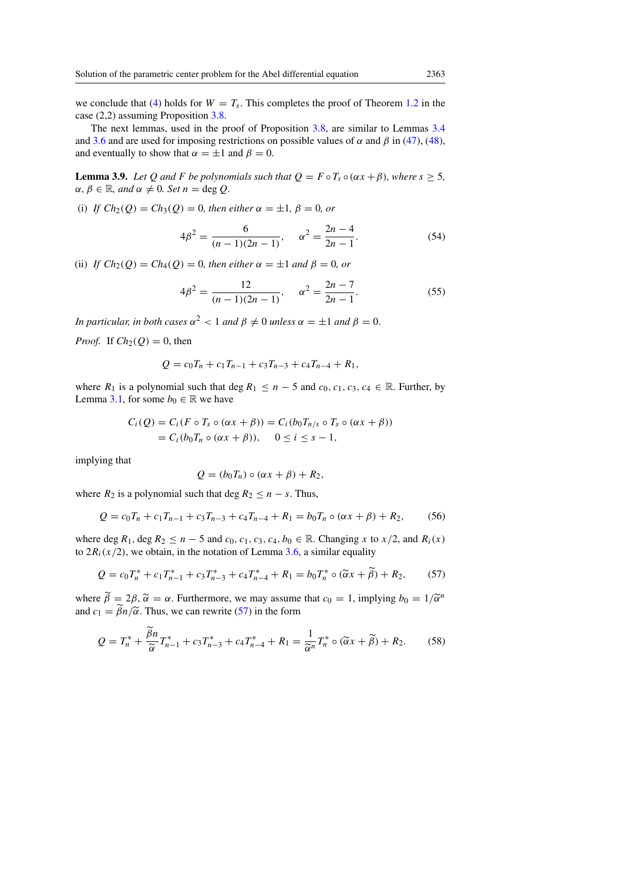we conclude that (4) holds for $W = T_s$. This completes the proof of Theorem 1.2 in the case (2,2) assuming Proposition 3.8.

The next lemmas, used in the proof of Proposition 3.8, are similar to Lemmas 3.4 and 3.6 and are used for imposing restrictions on possible values of $\alpha$ and $\beta$ in (47), (48), and eventually to show that $\alpha = \pm 1$ and $\beta = 0$.

**Lemma 3.9.** *Let $Q$ and $F$ be polynomials such that $Q = F \circ T_s \circ (\alpha x + \beta)$, where $s \geq 5$, $\alpha, \beta \in \mathbb{R}$, and $\alpha \neq 0$. Set $n = \deg Q$.*

(i) *If $Ch_2(Q) = Ch_3(Q) = 0$, then either $\alpha = \pm 1$, $\beta = 0$, or*

$$4\beta^2 = \frac{6}{(n-1)(2n-1)}, \qquad \alpha^2 = \frac{2n-4}{2n-1}. \tag{54}$$

(ii) *If $Ch_2(Q) = Ch_4(Q) = 0$, then either $\alpha = \pm 1$ and $\beta = 0$, or*

$$4\beta^2 = \frac{12}{(n-1)(2n-1)}, \qquad \alpha^2 = \frac{2n-7}{2n-1}. \tag{55}$$

*In particular, in both cases $\alpha^2 < 1$ and $\beta \neq 0$ unless $\alpha = \pm 1$ and $\beta = 0$.*

*Proof.* If $Ch_2(Q) = 0$, then

$$Q = c_0 T_n + c_1 T_{n-1} + c_3 T_{n-3} + c_4 T_{n-4} + R_1,$$

where $R_1$ is a polynomial such that $\deg R_1 \leq n - 5$ and $c_0, c_1, c_3, c_4 \in \mathbb{R}$. Further, by Lemma 3.1, for some $b_0 \in \mathbb{R}$ we have

$$\begin{aligned} C_i(Q) &= C_i(F \circ T_s \circ (\alpha x + \beta)) = C_i(b_0 T_{n/s} \circ T_s \circ (\alpha x + \beta)) \\ &= C_i(b_0 T_n \circ (\alpha x + \beta)), \qquad 0 \leq i \leq s - 1, \end{aligned}$$

implying that

$$Q = (b_0 T_n) \circ (\alpha x + \beta) + R_2,$$

where $R_2$ is a polynomial such that $\deg R_2 \leq n - s$. Thus,

$$Q = c_0 T_n + c_1 T_{n-1} + c_3 T_{n-3} + c_4 T_{n-4} + R_1 = b_0 T_n \circ (\alpha x + \beta) + R_2, \tag{56}$$

where $\deg R_1, \deg R_2 \leq n - 5$ and $c_0, c_1, c_3, c_4, b_0 \in \mathbb{R}$. Changing $x$ to $x/2$, and $R_i(x)$ to $2R_i(x/2)$, we obtain, in the notation of Lemma 3.6, a similar equality

$$Q = c_0 T_n^* + c_1 T_{n-1}^* + c_3 T_{n-3}^* + c_4 T_{n-4}^* + R_1 = b_0 T_n^* \circ (\widetilde{\alpha} x + \widetilde{\beta}) + R_2, \tag{57}$$

where $\widetilde{\beta} = 2\beta$, $\widetilde{\alpha} = \alpha$. Furthermore, we may assume that $c_0 = 1$, implying $b_0 = 1/\widetilde{\alpha}^n$ and $c_1 = \widetilde{\beta} n / \widetilde{\alpha}$. Thus, we can rewrite (57) in the form

$$Q = T_n^* + \frac{\widetilde{\beta} n}{\widetilde{\alpha}} T_{n-1}^* + c_3 T_{n-3}^* + c_4 T_{n-4}^* + R_1 = \frac{1}{\widetilde{\alpha}^n} T_n^* \circ (\widetilde{\alpha} x + \widetilde{\beta}) + R_2. \tag{58}$$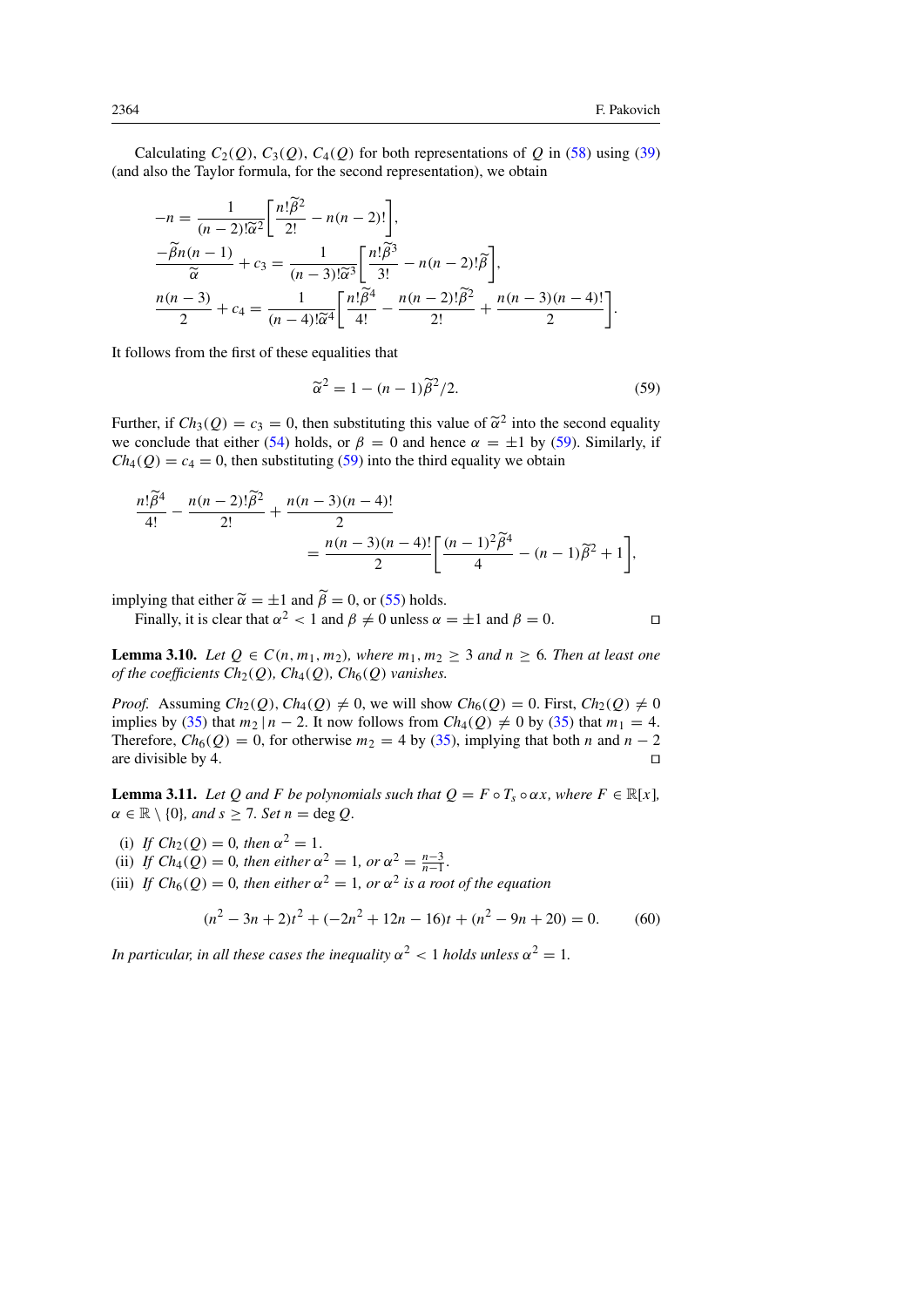Calculating $C_2(Q)$, $C_3(Q)$, $C_4(Q)$ for both representations of $Q$ in (58) using (39) (and also the Taylor formula, for the second representation), we obtain

$$
\begin{aligned}
-n &= \frac{1}{(n-2)!\widetilde{\alpha}^2}\left[\frac{n!\widetilde{\beta}^2}{2!} - n(n-2)!\right],\\
\frac{-\widetilde{\beta}n(n-1)}{\widetilde{\alpha}} + c_3 &= \frac{1}{(n-3)!\widetilde{\alpha}^3}\left[\frac{n!\widetilde{\beta}^3}{3!} - n(n-2)!\widetilde{\beta}\right],\\
\frac{n(n-3)}{2} + c_4 &= \frac{1}{(n-4)!\widetilde{\alpha}^4}\left[\frac{n!\widetilde{\beta}^4}{4!} - \frac{n(n-2)!\widetilde{\beta}^2}{2!} + \frac{n(n-3)(n-4)!}{2}\right].
\end{aligned}
$$

It follows from the first of these equalities that

$$
\widetilde{\alpha}^2 = 1 - (n-1)\widetilde{\beta}^2/2. \tag{59}
$$

Further, if $Ch_3(Q) = c_3 = 0$, then substituting this value of $\widetilde{\alpha}^2$ into the second equality we conclude that either (54) holds, or $\beta = 0$ and hence $\alpha = \pm 1$ by (59). Similarly, if $Ch_4(Q) = c_4 = 0$, then substituting (59) into the third equality we obtain

$$
\begin{aligned}
&\frac{n!\widetilde{\beta}^4}{4!} - \frac{n(n-2)!\widetilde{\beta}^2}{2!} + \frac{n(n-3)(n-4)!}{2}\\
&\qquad = \frac{n(n-3)(n-4)!}{2}\left[\frac{(n-1)^2\widetilde{\beta}^4}{4} - (n-1)\widetilde{\beta}^2 + 1\right],
\end{aligned}
$$

implying that either $\widetilde{\alpha} = \pm 1$ and $\widetilde{\beta} = 0$, or (55) holds.

Finally, it is clear that $\alpha^2 < 1$ and $\beta \neq 0$ unless $\alpha = \pm 1$ and $\beta = 0$. □

**Lemma 3.10.** *Let $Q \in C(n, m_1, m_2)$, where $m_1, m_2 \geq 3$ and $n \geq 6$. Then at least one of the coefficients $Ch_2(Q)$, $Ch_4(Q)$, $Ch_6(Q)$ vanishes.*

*Proof.* Assuming $Ch_2(Q), Ch_4(Q) \neq 0$, we will show $Ch_6(Q) = 0$. First, $Ch_2(Q) \neq 0$ implies by (35) that $m_2 \,|\, n-2$. It now follows from $Ch_4(Q) \neq 0$ by (35) that $m_1 = 4$. Therefore, $Ch_6(Q) = 0$, for otherwise $m_2 = 4$ by (35), implying that both $n$ and $n-2$ are divisible by 4. □

**Lemma 3.11.** *Let $Q$ and $F$ be polynomials such that $Q = F \circ T_s \circ \alpha x$, where $F \in \mathbb{R}[x]$, $\alpha \in \mathbb{R} \setminus \{0\}$, and $s \geq 7$. Set $n = \deg Q$.*

(i) *If $Ch_2(Q) = 0$, then $\alpha^2 = 1$.*

(ii) *If $Ch_4(Q) = 0$, then either $\alpha^2 = 1$, or $\alpha^2 = \frac{n-3}{n-1}$.*

(iii) *If $Ch_6(Q) = 0$, then either $\alpha^2 = 1$, or $\alpha^2$ is a root of the equation*

$$
(n^2 - 3n + 2)t^2 + (-2n^2 + 12n - 16)t + (n^2 - 9n + 20) = 0. \tag{60}
$$

*In particular, in all these cases the inequality $\alpha^2 < 1$ holds unless $\alpha^2 = 1$.*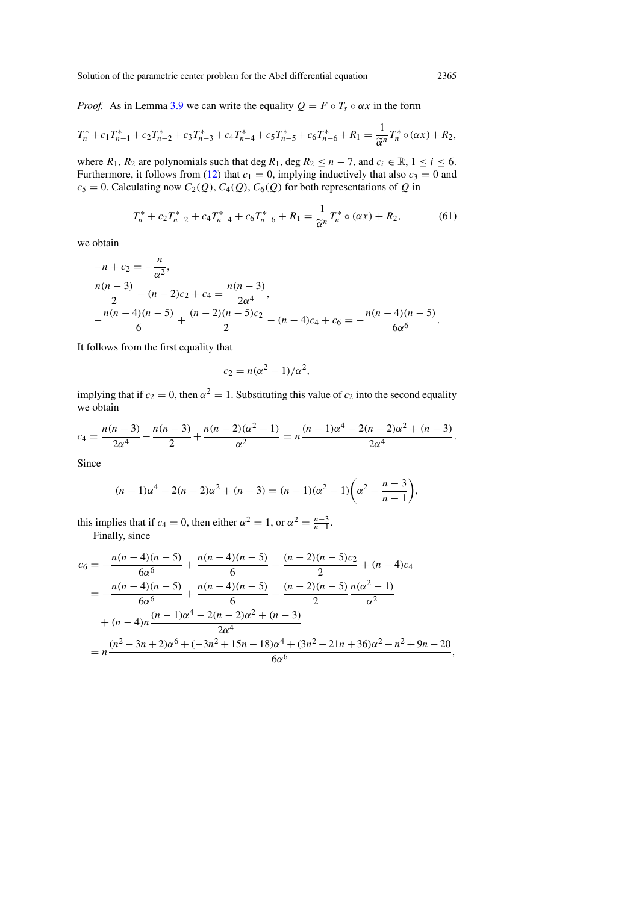*Proof.* As in Lemma 3.9 we can write the equality $Q = F \circ T_s \circ \alpha x$ in the form

$$T_n^* + c_1 T_{n-1}^* + c_2 T_{n-2}^* + c_3 T_{n-3}^* + c_4 T_{n-4}^* + c_5 T_{n-5}^* + c_6 T_{n-6}^* + R_1 = \frac{1}{\widetilde{\alpha}^n} T_n^* \circ (\alpha x) + R_2,$$

where $R_1$, $R_2$ are polynomials such that $\deg R_1$, $\deg R_2 \le n-7$, and $c_i \in \mathbb{R}$, $1 \le i \le 6$. Furthermore, it follows from (12) that $c_1 = 0$, implying inductively that also $c_3 = 0$ and $c_5 = 0$. Calculating now $C_2(Q)$, $C_4(Q)$, $C_6(Q)$ for both representations of $Q$ in

$$T_n^* + c_2 T_{n-2}^* + c_4 T_{n-4}^* + c_6 T_{n-6}^* + R_1 = \frac{1}{\widetilde{\alpha}^n} T_n^* \circ (\alpha x) + R_2, \tag{61}$$

we obtain

$$-n + c_2 = -\frac{n}{\alpha^2},$$
$$\frac{n(n-3)}{2} - (n-2)c_2 + c_4 = \frac{n(n-3)}{2\alpha^4},$$
$$-\frac{n(n-4)(n-5)}{6} + \frac{(n-2)(n-5)c_2}{2} - (n-4)c_4 + c_6 = -\frac{n(n-4)(n-5)}{6\alpha^6}.$$

It follows from the first equality that

$$c_2 = n(\alpha^2 - 1)/\alpha^2,$$

implying that if $c_2 = 0$, then $\alpha^2 = 1$. Substituting this value of $c_2$ into the second equality we obtain

$$c_4 = \frac{n(n-3)}{2\alpha^4} - \frac{n(n-3)}{2} + \frac{n(n-2)(\alpha^2-1)}{\alpha^2} = n\frac{(n-1)\alpha^4 - 2(n-2)\alpha^2 + (n-3)}{2\alpha^4}.$$

Since

$$(n-1)\alpha^4 - 2(n-2)\alpha^2 + (n-3) = (n-1)(\alpha^2 - 1)\left(\alpha^2 - \frac{n-3}{n-1}\right),$$

this implies that if $c_4 = 0$, then either $\alpha^2 = 1$, or $\alpha^2 = \frac{n-3}{n-1}$.

Finally, since

$$\begin{aligned}
c_6 &= -\frac{n(n-4)(n-5)}{6\alpha^6} + \frac{n(n-4)(n-5)}{6} - \frac{(n-2)(n-5)c_2}{2} + (n-4)c_4 \\
&= -\frac{n(n-4)(n-5)}{6\alpha^6} + \frac{n(n-4)(n-5)}{6} - \frac{(n-2)(n-5)}{2}\frac{n(\alpha^2-1)}{\alpha^2} \\
&\quad + (n-4)n\frac{(n-1)\alpha^4 - 2(n-2)\alpha^2 + (n-3)}{2\alpha^4} \\
&= n\frac{(n^2-3n+2)\alpha^6 + (-3n^2+15n-18)\alpha^4 + (3n^2-21n+36)\alpha^2 - n^2 + 9n - 20}{6\alpha^6},
\end{aligned}$$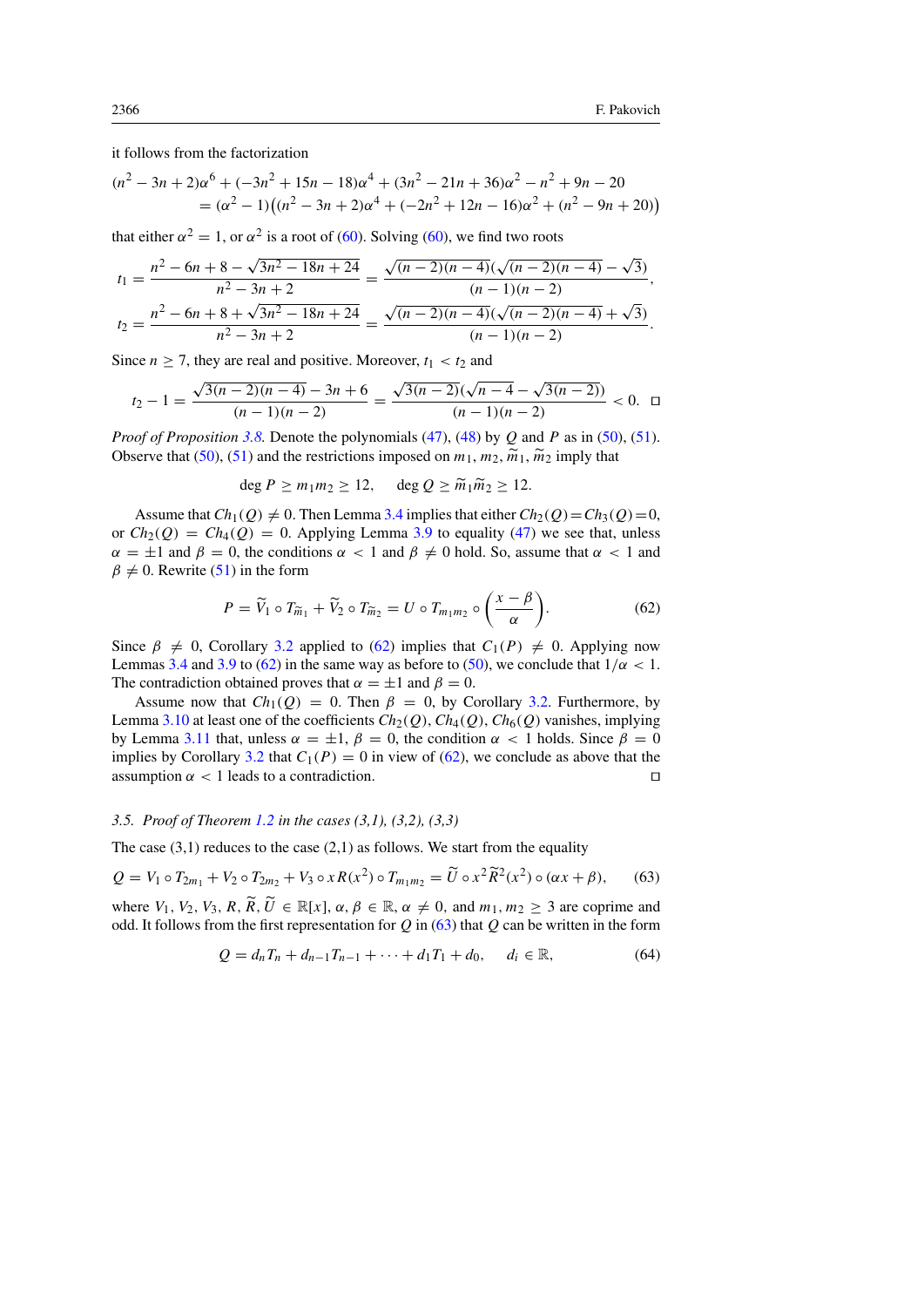it follows from the factorization

$$(n^2-3n+2)\alpha^6+(-3n^2+15n-18)\alpha^4+(3n^2-21n+36)\alpha^2-n^2+9n-20$$
$$=(\alpha^2-1)\big((n^2-3n+2)\alpha^4+(-2n^2+12n-16)\alpha^2+(n^2-9n+20)\big)$$

that either $\alpha^2=1$, or $\alpha^2$ is a root of (60). Solving (60), we find two roots

$$t_1=\frac{n^2-6n+8-\sqrt{3n^2-18n+24}}{n^2-3n+2}=\frac{\sqrt{(n-2)(n-4)}(\sqrt{(n-2)(n-4)}-\sqrt{3})}{(n-1)(n-2)},$$

$$t_2=\frac{n^2-6n+8+\sqrt{3n^2-18n+24}}{n^2-3n+2}=\frac{\sqrt{(n-2)(n-4)}(\sqrt{(n-2)(n-4)}+\sqrt{3})}{(n-1)(n-2)}.$$

Since $n\geq 7$, they are real and positive. Moreover, $t_1<t_2$ and

$$t_2-1=\frac{\sqrt{3(n-2)(n-4)}-3n+6}{(n-1)(n-2)}=\frac{\sqrt{3(n-2)}(\sqrt{n-4}-\sqrt{3(n-2)})}{(n-1)(n-2)}<0. \quad \square$$

*Proof of Proposition 3.8.* Denote the polynomials (47), (48) by $Q$ and $P$ as in (50), (51). Observe that (50), (51) and the restrictions imposed on $m_1, m_2, \widetilde{m}_1, \widetilde{m}_2$ imply that

$$\deg P\geq m_1m_2\geq 12, \qquad \deg Q\geq \widetilde{m}_1\widetilde{m}_2\geq 12.$$

Assume that $Ch_1(Q)\neq 0$. Then Lemma 3.4 implies that either $Ch_2(Q)=Ch_3(Q)=0$, or $Ch_2(Q)=Ch_4(Q)=0$. Applying Lemma 3.9 to equality (47) we see that, unless $\alpha=\pm 1$ and $\beta=0$, the conditions $\alpha<1$ and $\beta\neq 0$ hold. So, assume that $\alpha<1$ and $\beta\neq 0$. Rewrite (51) in the form

$$P=\widetilde{V}_1\circ T_{\widetilde{m}_1}+\widetilde{V}_2\circ T_{\widetilde{m}_2}=U\circ T_{m_1m_2}\circ\left(\frac{x-\beta}{\alpha}\right). \tag{62}$$

Since $\beta\neq 0$, Corollary 3.2 applied to (62) implies that $C_1(P)\neq 0$. Applying now Lemmas 3.4 and 3.9 to (62) in the same way as before to (50), we conclude that $1/\alpha<1$. The contradiction obtained proves that $\alpha=\pm 1$ and $\beta=0$.

Assume now that $Ch_1(Q)=0$. Then $\beta=0$, by Corollary 3.2. Furthermore, by Lemma 3.10 at least one of the coefficients $Ch_2(Q)$, $Ch_4(Q)$, $Ch_6(Q)$ vanishes, implying by Lemma 3.11 that, unless $\alpha=\pm 1$, $\beta=0$, the condition $\alpha<1$ holds. Since $\beta=0$ implies by Corollary 3.2 that $C_1(P)=0$ in view of (62), we conclude as above that the assumption $\alpha<1$ leads to a contradiction. $\square$

### 3.5. *Proof of Theorem 1.2 in the cases (3,1), (3,2), (3,3)*

The case (3,1) reduces to the case (2,1) as follows. We start from the equality

$$Q=V_1\circ T_{2m_1}+V_2\circ T_{2m_2}+V_3\circ xR(x^2)\circ T_{m_1m_2}=\widetilde{U}\circ x^2\widetilde{R}^2(x^2)\circ(\alpha x+\beta), \tag{63}$$

where $V_1, V_2, V_3, R, \widetilde{R}, \widetilde{U}\in\mathbb{R}[x]$, $\alpha,\beta\in\mathbb{R}$, $\alpha\neq 0$, and $m_1, m_2\geq 3$ are coprime and odd. It follows from the first representation for $Q$ in (63) that $Q$ can be written in the form

$$Q=d_nT_n+d_{n-1}T_{n-1}+\cdots+d_1T_1+d_0, \qquad d_i\in\mathbb{R}, \tag{64}$$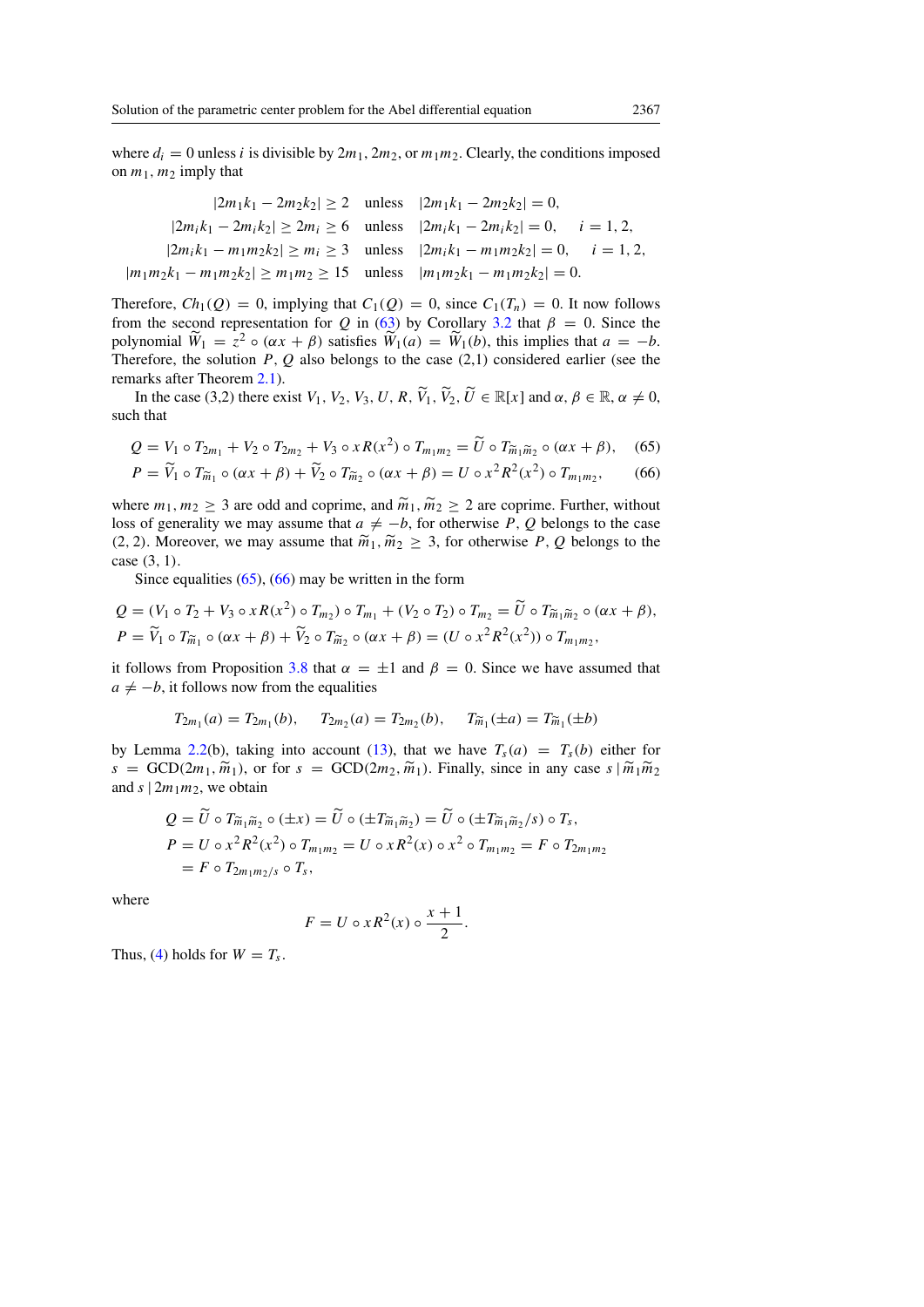where $d_i = 0$ unless $i$ is divisible by $2m_1$, $2m_2$, or $m_1m_2$. Clearly, the conditions imposed on $m_1, m_2$ imply that

$$
\begin{aligned}
|2m_1k_1 - 2m_2k_2| &\geq 2 \quad \text{unless} \quad |2m_1k_1 - 2m_2k_2| = 0,\\
|2m_ik_1 - 2m_ik_2| &\geq 2m_i \geq 6 \quad \text{unless} \quad |2m_ik_1 - 2m_ik_2| = 0, \quad i = 1, 2,\\
|2m_ik_1 - m_1m_2k_2| &\geq m_i \geq 3 \quad \text{unless} \quad |2m_ik_1 - m_1m_2k_2| = 0, \quad i = 1, 2,\\
|m_1m_2k_1 - m_1m_2k_2| &\geq m_1m_2 \geq 15 \quad \text{unless} \quad |m_1m_2k_1 - m_1m_2k_2| = 0.
\end{aligned}
$$

Therefore, $Ch_1(Q) = 0$, implying that $C_1(Q) = 0$, since $C_1(T_n) = 0$. It now follows from the second representation for $Q$ in (63) by Corollary 3.2 that $\beta = 0$. Since the polynomial $\widetilde{W}_1 = z^2 \circ (\alpha x + \beta)$ satisfies $\widetilde{W}_1(a) = \widetilde{W}_1(b)$, this implies that $a = -b$. Therefore, the solution $P, Q$ also belongs to the case (2,1) considered earlier (see the remarks after Theorem 2.1).

In the case (3,2) there exist $V_1, V_2, V_3, U, R, \widetilde{V}_1, \widetilde{V}_2, \widetilde{U} \in \mathbb{R}[x]$ and $\alpha, \beta \in \mathbb{R}$, $\alpha \neq 0$, such that

$$Q = V_1 \circ T_{2m_1} + V_2 \circ T_{2m_2} + V_3 \circ xR(x^2) \circ T_{m_1m_2} = \widetilde{U} \circ T_{\widetilde{m}_1\widetilde{m}_2} \circ (\alpha x + \beta), \quad (65)$$

$$P = \widetilde{V}_1 \circ T_{\widetilde{m}_1} \circ (\alpha x + \beta) + \widetilde{V}_2 \circ T_{\widetilde{m}_2} \circ (\alpha x + \beta) = U \circ x^2R^2(x^2) \circ T_{m_1m_2}, \quad (66)$$

where $m_1, m_2 \geq 3$ are odd and coprime, and $\widetilde{m}_1, \widetilde{m}_2 \geq 2$ are coprime. Further, without loss of generality we may assume that $a \neq -b$, for otherwise $P, Q$ belongs to the case (2, 2). Moreover, we may assume that $\widetilde{m}_1, \widetilde{m}_2 \geq 3$, for otherwise $P, Q$ belongs to the case (3, 1).

Since equalities (65), (66) may be written in the form

$$Q = (V_1 \circ T_2 + V_3 \circ xR(x^2) \circ T_{m_2}) \circ T_{m_1} + (V_2 \circ T_2) \circ T_{m_2} = \widetilde{U} \circ T_{\widetilde{m}_1\widetilde{m}_2} \circ (\alpha x + \beta),$$

$$P = \widetilde{V}_1 \circ T_{\widetilde{m}_1} \circ (\alpha x + \beta) + \widetilde{V}_2 \circ T_{\widetilde{m}_2} \circ (\alpha x + \beta) = (U \circ x^2R^2(x^2)) \circ T_{m_1m_2},$$

it follows from Proposition 3.8 that $\alpha = \pm 1$ and $\beta = 0$. Since we have assumed that $a \neq -b$, it follows now from the equalities

$$T_{2m_1}(a) = T_{2m_1}(b), \qquad T_{2m_2}(a) = T_{2m_2}(b), \qquad T_{\widetilde{m}_1}(\pm a) = T_{\widetilde{m}_1}(\pm b)$$

by Lemma 2.2(b), taking into account (13), that we have $T_s(a) = T_s(b)$ either for $s = \mathrm{GCD}(2m_1, \widetilde{m}_1)$, or for $s = \mathrm{GCD}(2m_2, \widetilde{m}_1)$. Finally, since in any case $s \mid \widetilde{m}_1\widetilde{m}_2$ and $s \mid 2m_1m_2$, we obtain

$$
\begin{aligned}
Q &= \widetilde{U} \circ T_{\widetilde{m}_1\widetilde{m}_2} \circ (\pm x) = \widetilde{U} \circ (\pm T_{\widetilde{m}_1\widetilde{m}_2}) = \widetilde{U} \circ (\pm T_{\widetilde{m}_1\widetilde{m}_2/s}) \circ T_s,\\
P &= U \circ x^2R^2(x^2) \circ T_{m_1m_2} = U \circ xR^2(x) \circ x^2 \circ T_{m_1m_2} = F \circ T_{2m_1m_2}\\
&= F \circ T_{2m_1m_2/s} \circ T_s,
\end{aligned}
$$

where

$$F = U \circ xR^2(x) \circ \frac{x+1}{2}.$$

Thus, (4) holds for $W = T_s$.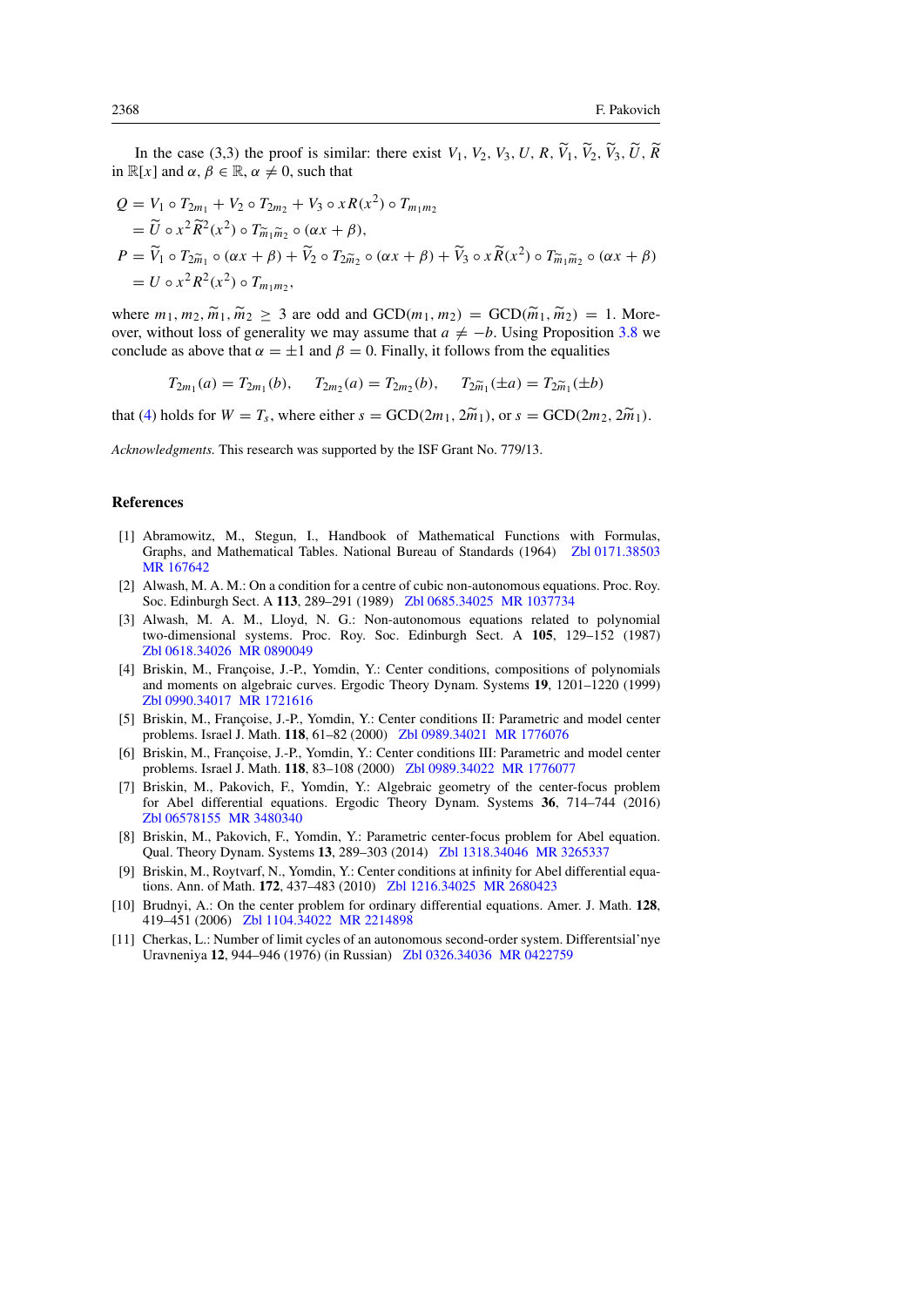In the case (3,3) the proof is similar: there exist $V_1, V_2, V_3, U, R, \widetilde{V}_1, \widetilde{V}_2, \widetilde{V}_3, \widetilde{U}, \widetilde{R}$ in $\mathbb{R}[x]$ and $\alpha, \beta \in \mathbb{R}$, $\alpha \neq 0$, such that

$$
\begin{aligned}
Q &= V_1 \circ T_{2m_1} + V_2 \circ T_{2m_2} + V_3 \circ xR(x^2) \circ T_{m_1 m_2} \\
&= \widetilde{U} \circ x^2 \widetilde{R}^2(x^2) \circ T_{\widetilde{m}_1 \widetilde{m}_2} \circ (\alpha x + \beta), \\
P &= \widetilde{V}_1 \circ T_{2\widetilde{m}_1} \circ (\alpha x + \beta) + \widetilde{V}_2 \circ T_{2\widetilde{m}_2} \circ (\alpha x + \beta) + \widetilde{V}_3 \circ x\widetilde{R}(x^2) \circ T_{\widetilde{m}_1 \widetilde{m}_2} \circ (\alpha x + \beta) \\
&= U \circ x^2 R^2(x^2) \circ T_{m_1 m_2},
\end{aligned}
$$

where $m_1, m_2, \widetilde{m}_1, \widetilde{m}_2 \geq 3$ are odd and $\mathrm{GCD}(m_1, m_2) = \mathrm{GCD}(\widetilde{m}_1, \widetilde{m}_2) = 1$. Moreover, without loss of generality we may assume that $a \neq -b$. Using Proposition 3.8 we conclude as above that $\alpha = \pm 1$ and $\beta = 0$. Finally, it follows from the equalities

$$
T_{2m_1}(a) = T_{2m_1}(b), \qquad T_{2m_2}(a) = T_{2m_2}(b), \qquad T_{2\widetilde{m}_1}(\pm a) = T_{2\widetilde{m}_1}(\pm b)
$$

that (4) holds for $W = T_s$, where either $s = \mathrm{GCD}(2m_1, 2\widetilde{m}_1)$, or $s = \mathrm{GCD}(2m_2, 2\widetilde{m}_1)$.

*Acknowledgments.* This research was supported by the ISF Grant No. 779/13.

## References

[1] Abramowitz, M., Stegun, I., Handbook of Mathematical Functions with Formulas, Graphs, and Mathematical Tables. National Bureau of Standards (1964) Zbl 0171.38503 MR 167642

[2] Alwash, M. A. M.: On a condition for a centre of cubic non-autonomous equations. Proc. Roy. Soc. Edinburgh Sect. A **113**, 289–291 (1989) Zbl 0685.34025 MR 1037734

[3] Alwash, M. A. M., Lloyd, N. G.: Non-autonomous equations related to polynomial two-dimensional systems. Proc. Roy. Soc. Edinburgh Sect. A **105**, 129–152 (1987) Zbl 0618.34026 MR 0890049

[4] Briskin, M., Françoise, J.-P., Yomdin, Y.: Center conditions, compositions of polynomials and moments on algebraic curves. Ergodic Theory Dynam. Systems **19**, 1201–1220 (1999) Zbl 0990.34017 MR 1721616

[5] Briskin, M., Françoise, J.-P., Yomdin, Y.: Center conditions II: Parametric and model center problems. Israel J. Math. **118**, 61–82 (2000) Zbl 0989.34021 MR 1776076

[6] Briskin, M., Françoise, J.-P., Yomdin, Y.: Center conditions III: Parametric and model center problems. Israel J. Math. **118**, 83–108 (2000) Zbl 0989.34022 MR 1776077

[7] Briskin, M., Pakovich, F., Yomdin, Y.: Algebraic geometry of the center-focus problem for Abel differential equations. Ergodic Theory Dynam. Systems **36**, 714–744 (2016) Zbl 06578155 MR 3480340

[8] Briskin, M., Pakovich, F., Yomdin, Y.: Parametric center-focus problem for Abel equation. Qual. Theory Dynam. Systems **13**, 289–303 (2014) Zbl 1318.34046 MR 3265337

[9] Briskin, M., Roytvarf, N., Yomdin, Y.: Center conditions at infinity for Abel differential equations. Ann. of Math. **172**, 437–483 (2010) Zbl 1216.34025 MR 2680423

[10] Brudnyi, A.: On the center problem for ordinary differential equations. Amer. J. Math. **128**, 419–451 (2006) Zbl 1104.34022 MR 2214898

[11] Cherkas, L.: Number of limit cycles of an autonomous second-order system. Differentsial'nye Uravneniya **12**, 944–946 (1976) (in Russian) Zbl 0326.34036 MR 0422759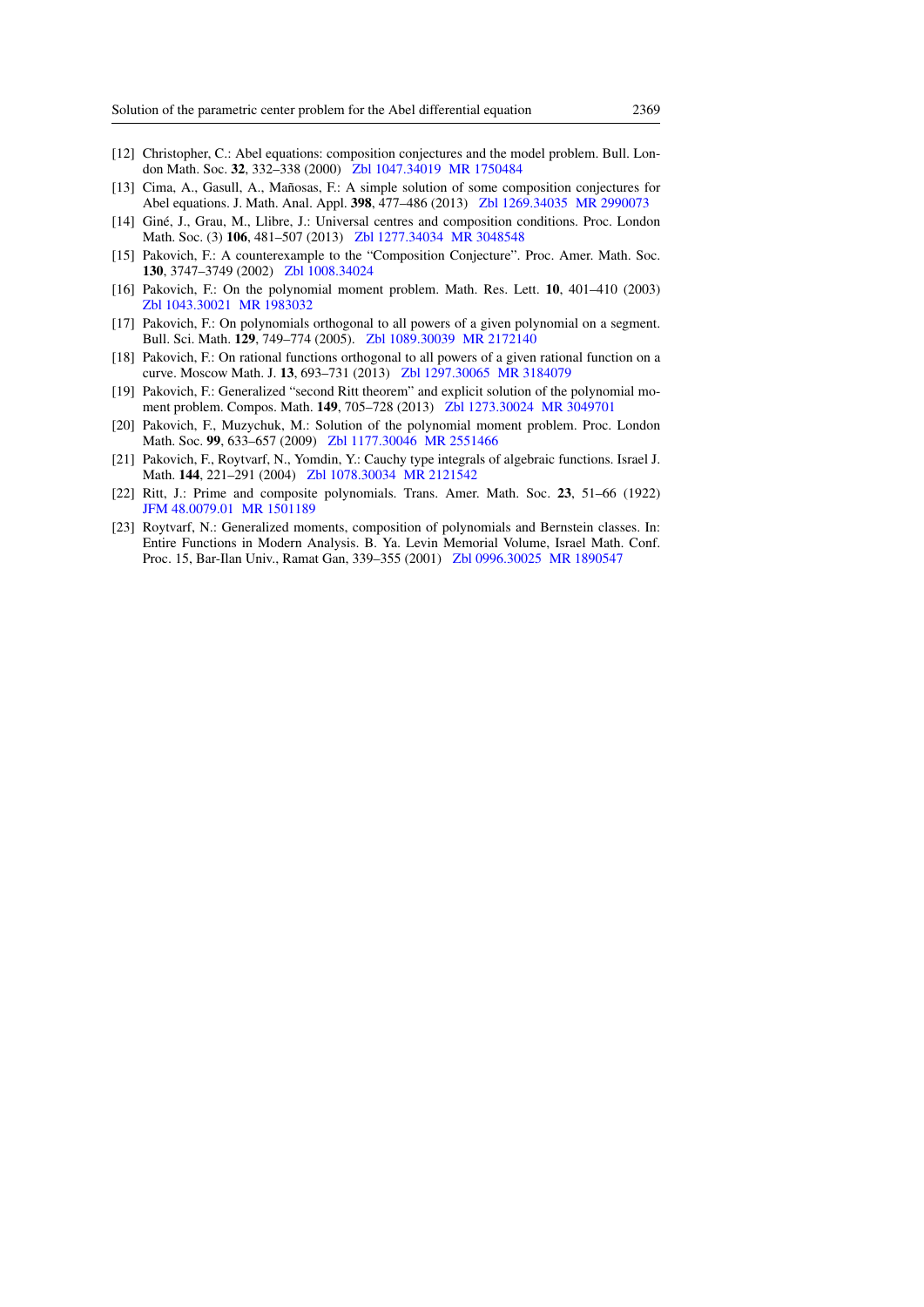[12] Christopher, C.: Abel equations: composition conjectures and the model problem. Bull. London Math. Soc. **32**, 332–338 (2000) Zbl 1047.34019 MR 1750484

[13] Cima, A., Gasull, A., Mañosas, F.: A simple solution of some composition conjectures for Abel equations. J. Math. Anal. Appl. **398**, 477–486 (2013) Zbl 1269.34035 MR 2990073

[14] Giné, J., Grau, M., Llibre, J.: Universal centres and composition conditions. Proc. London Math. Soc. (3) **106**, 481–507 (2013) Zbl 1277.34034 MR 3048548

[15] Pakovich, F.: A counterexample to the "Composition Conjecture". Proc. Amer. Math. Soc. **130**, 3747–3749 (2002) Zbl 1008.34024

[16] Pakovich, F.: On the polynomial moment problem. Math. Res. Lett. **10**, 401–410 (2003) Zbl 1043.30021 MR 1983032

[17] Pakovich, F.: On polynomials orthogonal to all powers of a given polynomial on a segment. Bull. Sci. Math. **129**, 749–774 (2005). Zbl 1089.30039 MR 2172140

[18] Pakovich, F.: On rational functions orthogonal to all powers of a given rational function on a curve. Moscow Math. J. **13**, 693–731 (2013) Zbl 1297.30065 MR 3184079

[19] Pakovich, F.: Generalized "second Ritt theorem" and explicit solution of the polynomial moment problem. Compos. Math. **149**, 705–728 (2013) Zbl 1273.30024 MR 3049701

[20] Pakovich, F., Muzychuk, M.: Solution of the polynomial moment problem. Proc. London Math. Soc. **99**, 633–657 (2009) Zbl 1177.30046 MR 2551466

[21] Pakovich, F., Roytvarf, N., Yomdin, Y.: Cauchy type integrals of algebraic functions. Israel J. Math. **144**, 221–291 (2004) Zbl 1078.30034 MR 2121542

[22] Ritt, J.: Prime and composite polynomials. Trans. Amer. Math. Soc. **23**, 51–66 (1922) JFM 48.0079.01 MR 1501189

[23] Roytvarf, N.: Generalized moments, composition of polynomials and Bernstein classes. In: Entire Functions in Modern Analysis. B. Ya. Levin Memorial Volume, Israel Math. Conf. Proc. 15, Bar-Ilan Univ., Ramat Gan, 339–355 (2001) Zbl 0996.30025 MR 1890547